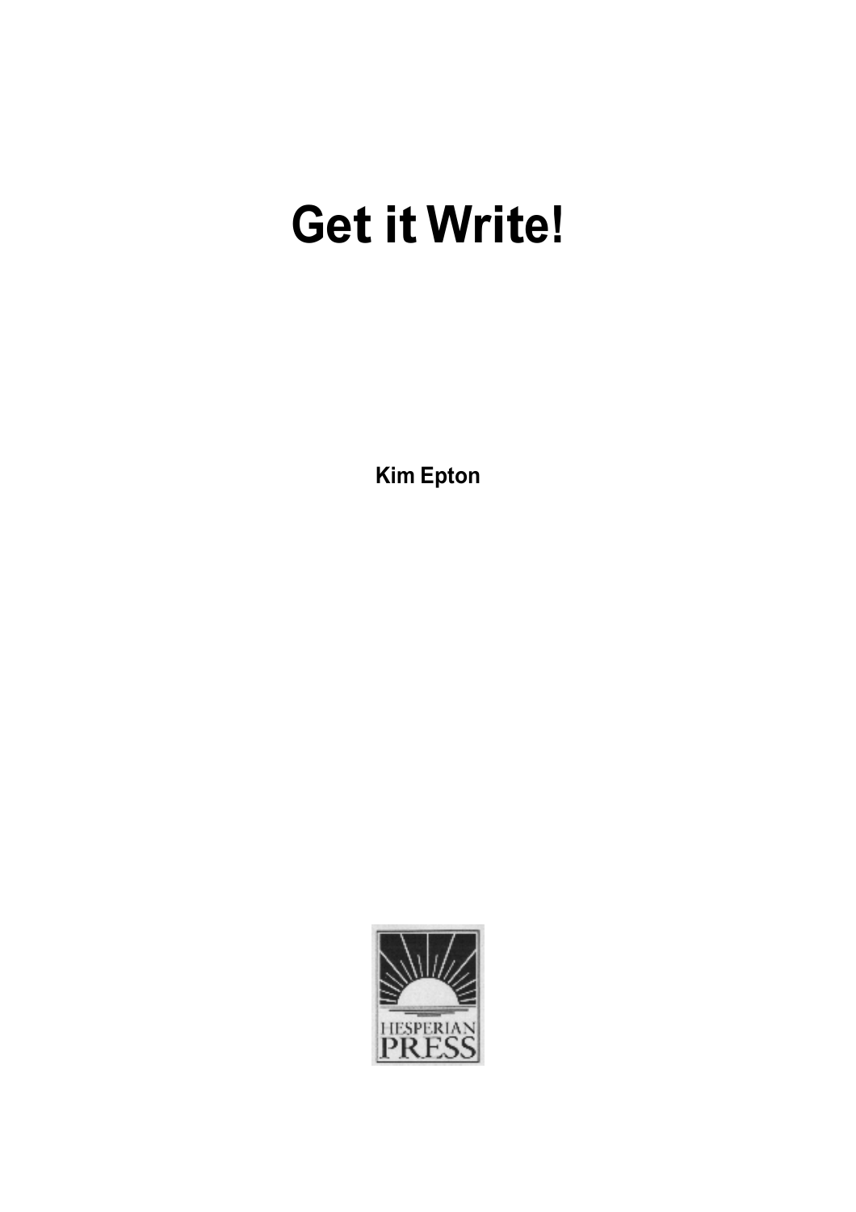# Get it Write!

**Kim Epton**

HESPERIAN PRESS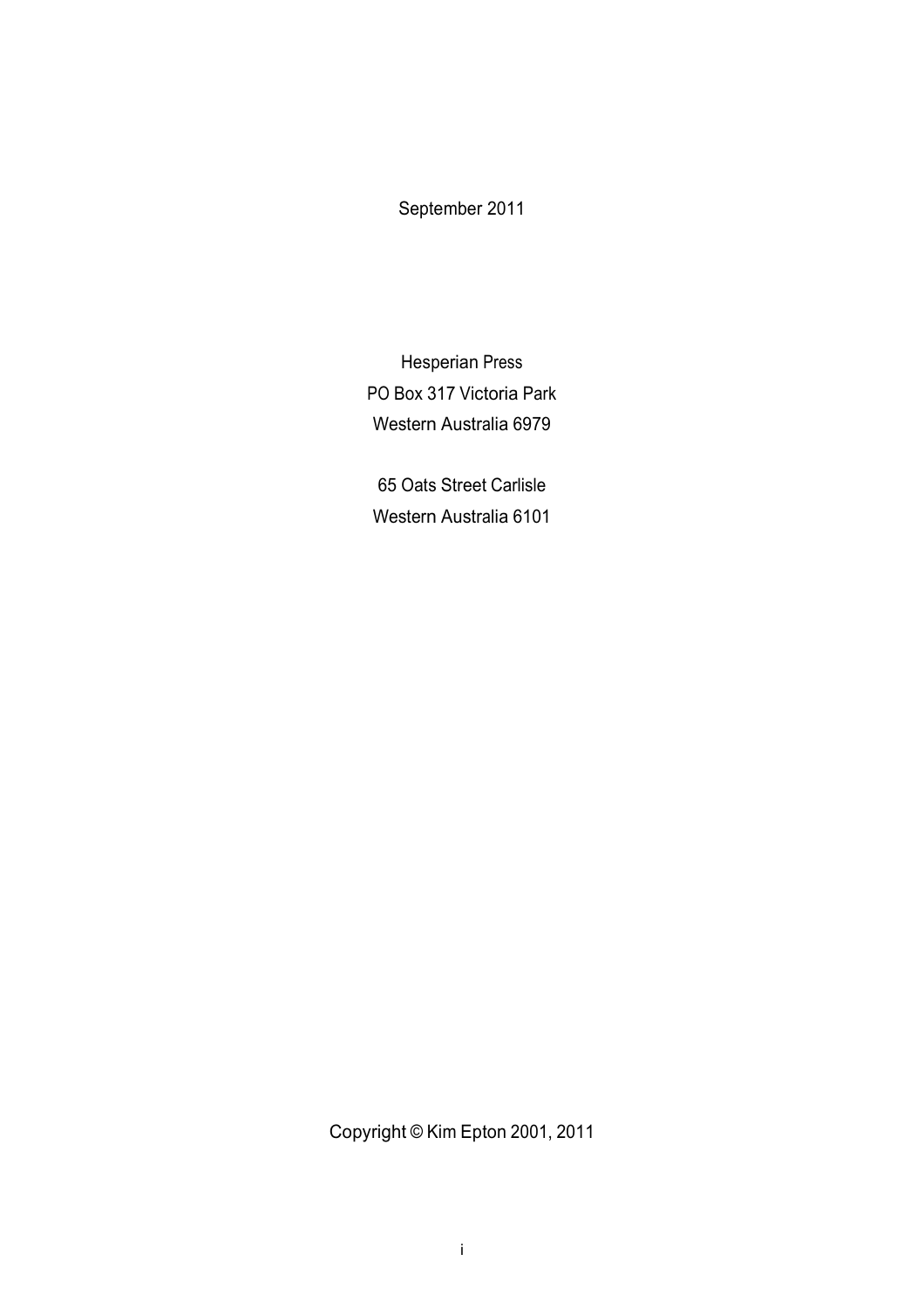September 2011

Hesperian Press
PO Box 317 Victoria Park
Western Australia 6979

65 Oats Street Carlisle
Western Australia 6101

Copyright © Kim Epton 2001, 2011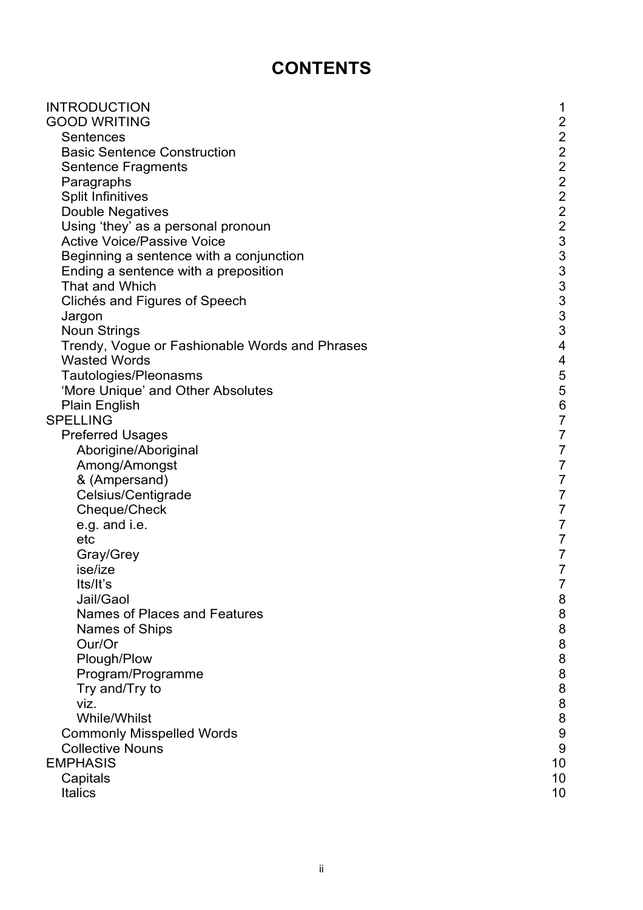# CONTENTS

| | |
|---|---|
| INTRODUCTION | 1 |
| GOOD WRITING | 2 |
| &nbsp;&nbsp;Sentences | 2 |
| &nbsp;&nbsp;Basic Sentence Construction | 2 |
| &nbsp;&nbsp;Sentence Fragments | 2 |
| &nbsp;&nbsp;Paragraphs | 2 |
| &nbsp;&nbsp;Split Infinitives | 2 |
| &nbsp;&nbsp;Double Negatives | 2 |
| &nbsp;&nbsp;Using 'they' as a personal pronoun | 2 |
| &nbsp;&nbsp;Active Voice/Passive Voice | 3 |
| &nbsp;&nbsp;Beginning a sentence with a conjunction | 3 |
| &nbsp;&nbsp;Ending a sentence with a preposition | 3 |
| &nbsp;&nbsp;That and Which | 3 |
| &nbsp;&nbsp;Clichés and Figures of Speech | 3 |
| &nbsp;&nbsp;Jargon | 3 |
| &nbsp;&nbsp;Noun Strings | 3 |
| &nbsp;&nbsp;Trendy, Vogue or Fashionable Words and Phrases | 4 |
| &nbsp;&nbsp;Wasted Words | 4 |
| &nbsp;&nbsp;Tautologies/Pleonasms | 5 |
| &nbsp;&nbsp;'More Unique' and Other Absolutes | 5 |
| &nbsp;&nbsp;Plain English | 6 |
| SPELLING | 7 |
| &nbsp;&nbsp;Preferred Usages | 7 |
| &nbsp;&nbsp;&nbsp;&nbsp;Aborigine/Aboriginal | 7 |
| &nbsp;&nbsp;&nbsp;&nbsp;Among/Amongst | 7 |
| &nbsp;&nbsp;&nbsp;&nbsp;& (Ampersand) | 7 |
| &nbsp;&nbsp;&nbsp;&nbsp;Celsius/Centigrade | 7 |
| &nbsp;&nbsp;&nbsp;&nbsp;Cheque/Check | 7 |
| &nbsp;&nbsp;&nbsp;&nbsp;e.g. and i.e. | 7 |
| &nbsp;&nbsp;&nbsp;&nbsp;etc | 7 |
| &nbsp;&nbsp;&nbsp;&nbsp;Gray/Grey | 7 |
| &nbsp;&nbsp;&nbsp;&nbsp;ise/ize | 7 |
| &nbsp;&nbsp;&nbsp;&nbsp;Its/It's | 7 |
| &nbsp;&nbsp;&nbsp;&nbsp;Jail/Gaol | 8 |
| &nbsp;&nbsp;&nbsp;&nbsp;Names of Places and Features | 8 |
| &nbsp;&nbsp;&nbsp;&nbsp;Names of Ships | 8 |
| &nbsp;&nbsp;&nbsp;&nbsp;Our/Or | 8 |
| &nbsp;&nbsp;&nbsp;&nbsp;Plough/Plow | 8 |
| &nbsp;&nbsp;&nbsp;&nbsp;Program/Programme | 8 |
| &nbsp;&nbsp;&nbsp;&nbsp;Try and/Try to | 8 |
| &nbsp;&nbsp;&nbsp;&nbsp;viz. | 8 |
| &nbsp;&nbsp;&nbsp;&nbsp;While/Whilst | 8 |
| &nbsp;&nbsp;Commonly Misspelled Words | 9 |
| &nbsp;&nbsp;Collective Nouns | 9 |
| EMPHASIS | 10 |
| &nbsp;&nbsp;Capitals | 10 |
| &nbsp;&nbsp;Italics | 10 |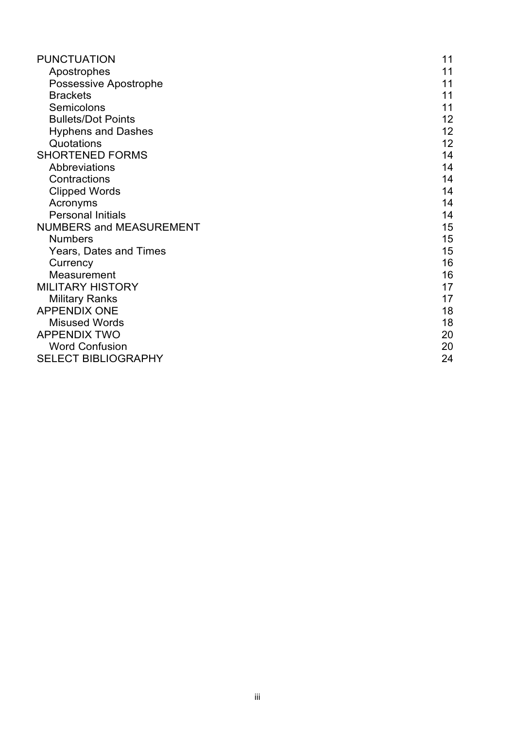| | |
|---|---|
| PUNCTUATION | 11 |
| Apostrophes | 11 |
| Possessive Apostrophe | 11 |
| Brackets | 11 |
| Semicolons | 11 |
| Bullets/Dot Points | 12 |
| Hyphens and Dashes | 12 |
| Quotations | 12 |
| SHORTENED FORMS | 14 |
| Abbreviations | 14 |
| Contractions | 14 |
| Clipped Words | 14 |
| Acronyms | 14 |
| Personal Initials | 14 |
| NUMBERS and MEASUREMENT | 15 |
| Numbers | 15 |
| Years, Dates and Times | 15 |
| Currency | 16 |
| Measurement | 16 |
| MILITARY HISTORY | 17 |
| Military Ranks | 17 |
| APPENDIX ONE | 18 |
| Misused Words | 18 |
| APPENDIX TWO | 20 |
| Word Confusion | 20 |
| SELECT BIBLIOGRAPHY | 24 |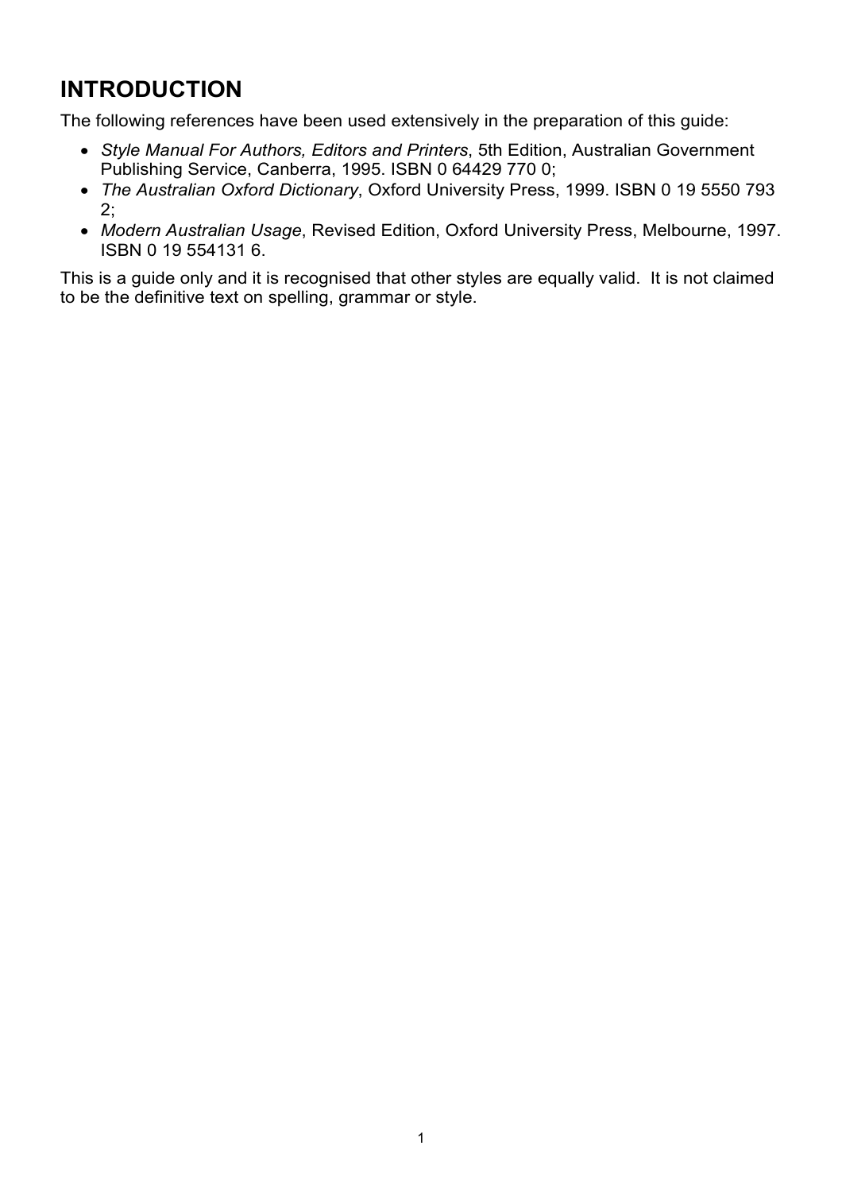# INTRODUCTION

The following references have been used extensively in the preparation of this guide:

- *Style Manual For Authors, Editors and Printers*, 5th Edition, Australian Government Publishing Service, Canberra, 1995. ISBN 0 64429 770 0;
- *The Australian Oxford Dictionary*, Oxford University Press, 1999. ISBN 0 19 5550 793 2;
- *Modern Australian Usage*, Revised Edition, Oxford University Press, Melbourne, 1997. ISBN 0 19 554131 6.

This is a guide only and it is recognised that other styles are equally valid. It is not claimed to be the definitive text on spelling, grammar or style.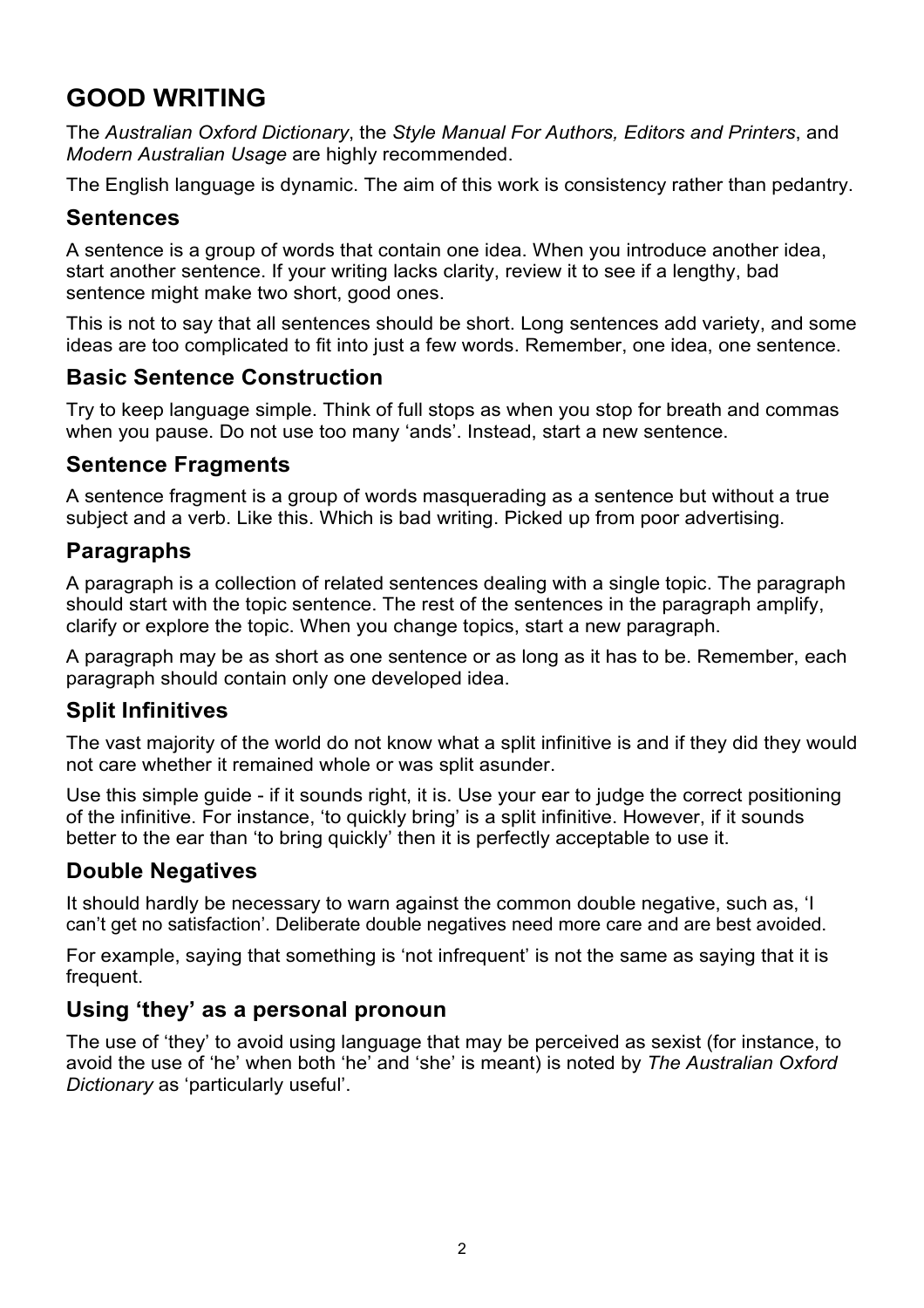# GOOD WRITING

The *Australian Oxford Dictionary*, the *Style Manual For Authors, Editors and Printers*, and *Modern Australian Usage* are highly recommended.

The English language is dynamic. The aim of this work is consistency rather than pedantry.

## Sentences

A sentence is a group of words that contain one idea. When you introduce another idea, start another sentence. If your writing lacks clarity, review it to see if a lengthy, bad sentence might make two short, good ones.

This is not to say that all sentences should be short. Long sentences add variety, and some ideas are too complicated to fit into just a few words. Remember, one idea, one sentence.

## Basic Sentence Construction

Try to keep language simple. Think of full stops as when you stop for breath and commas when you pause. Do not use too many 'ands'. Instead, start a new sentence.

## Sentence Fragments

A sentence fragment is a group of words masquerading as a sentence but without a true subject and a verb. Like this. Which is bad writing. Picked up from poor advertising.

## Paragraphs

A paragraph is a collection of related sentences dealing with a single topic. The paragraph should start with the topic sentence. The rest of the sentences in the paragraph amplify, clarify or explore the topic. When you change topics, start a new paragraph.

A paragraph may be as short as one sentence or as long as it has to be. Remember, each paragraph should contain only one developed idea.

## Split Infinitives

The vast majority of the world do not know what a split infinitive is and if they did they would not care whether it remained whole or was split asunder.

Use this simple guide - if it sounds right, it is. Use your ear to judge the correct positioning of the infinitive. For instance, 'to quickly bring' is a split infinitive. However, if it sounds better to the ear than 'to bring quickly' then it is perfectly acceptable to use it.

## Double Negatives

It should hardly be necessary to warn against the common double negative, such as, 'I can't get no satisfaction'. Deliberate double negatives need more care and are best avoided.

For example, saying that something is 'not infrequent' is not the same as saying that it is frequent.

## Using 'they' as a personal pronoun

The use of 'they' to avoid using language that may be perceived as sexist (for instance, to avoid the use of 'he' when both 'he' and 'she' is meant) is noted by *The Australian Oxford Dictionary* as 'particularly useful'.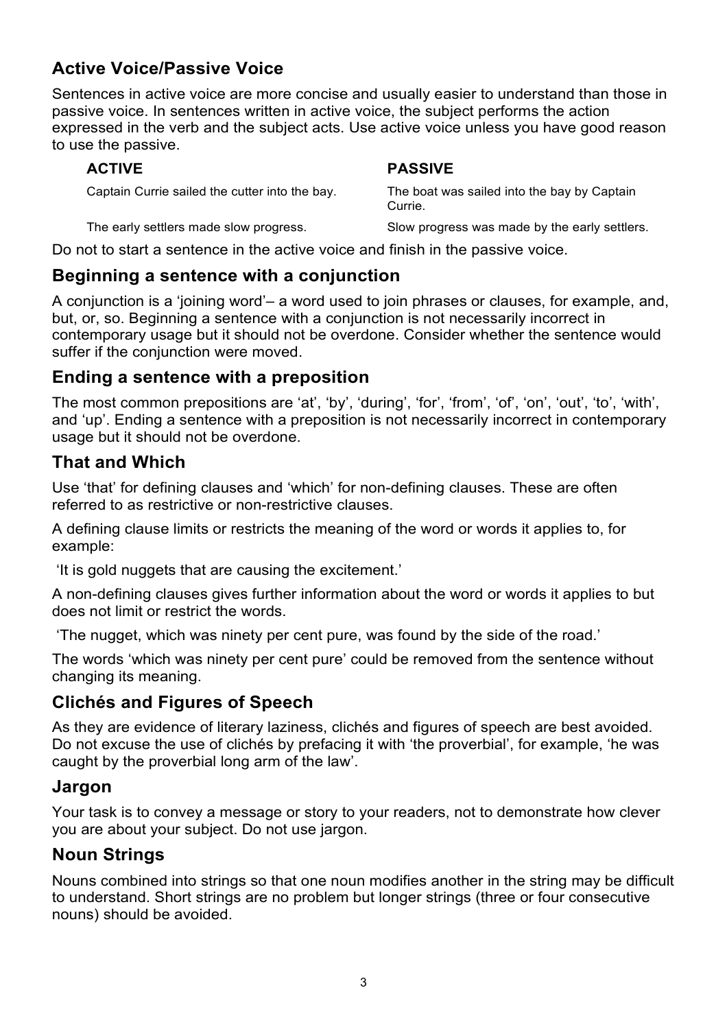## Active Voice/Passive Voice

Sentences in active voice are more concise and usually easier to understand than those in passive voice. In sentences written in active voice, the subject performs the action expressed in the verb and the subject acts. Use active voice unless you have good reason to use the passive.

| ACTIVE | PASSIVE |
|---|---|
| Captain Currie sailed the cutter into the bay. | The boat was sailed into the bay by Captain Currie. |
| The early settlers made slow progress. | Slow progress was made by the early settlers. |

Do not to start a sentence in the active voice and finish in the passive voice.

## Beginning a sentence with a conjunction

A conjunction is a 'joining word'– a word used to join phrases or clauses, for example, and, but, or, so. Beginning a sentence with a conjunction is not necessarily incorrect in contemporary usage but it should not be overdone. Consider whether the sentence would suffer if the conjunction were moved.

## Ending a sentence with a preposition

The most common prepositions are 'at', 'by', 'during', 'for', 'from', 'of', 'on', 'out', 'to', 'with', and 'up'. Ending a sentence with a preposition is not necessarily incorrect in contemporary usage but it should not be overdone.

## That and Which

Use 'that' for defining clauses and 'which' for non-defining clauses. These are often referred to as restrictive or non-restrictive clauses.

A defining clause limits or restricts the meaning of the word or words it applies to, for example:

'It is gold nuggets that are causing the excitement.'

A non-defining clauses gives further information about the word or words it applies to but does not limit or restrict the words.

'The nugget, which was ninety per cent pure, was found by the side of the road.'

The words 'which was ninety per cent pure' could be removed from the sentence without changing its meaning.

## Clichés and Figures of Speech

As they are evidence of literary laziness, clichés and figures of speech are best avoided. Do not excuse the use of clichés by prefacing it with 'the proverbial', for example, 'he was caught by the proverbial long arm of the law'.

## Jargon

Your task is to convey a message or story to your readers, not to demonstrate how clever you are about your subject. Do not use jargon.

## Noun Strings

Nouns combined into strings so that one noun modifies another in the string may be difficult to understand. Short strings are no problem but longer strings (three or four consecutive nouns) should be avoided.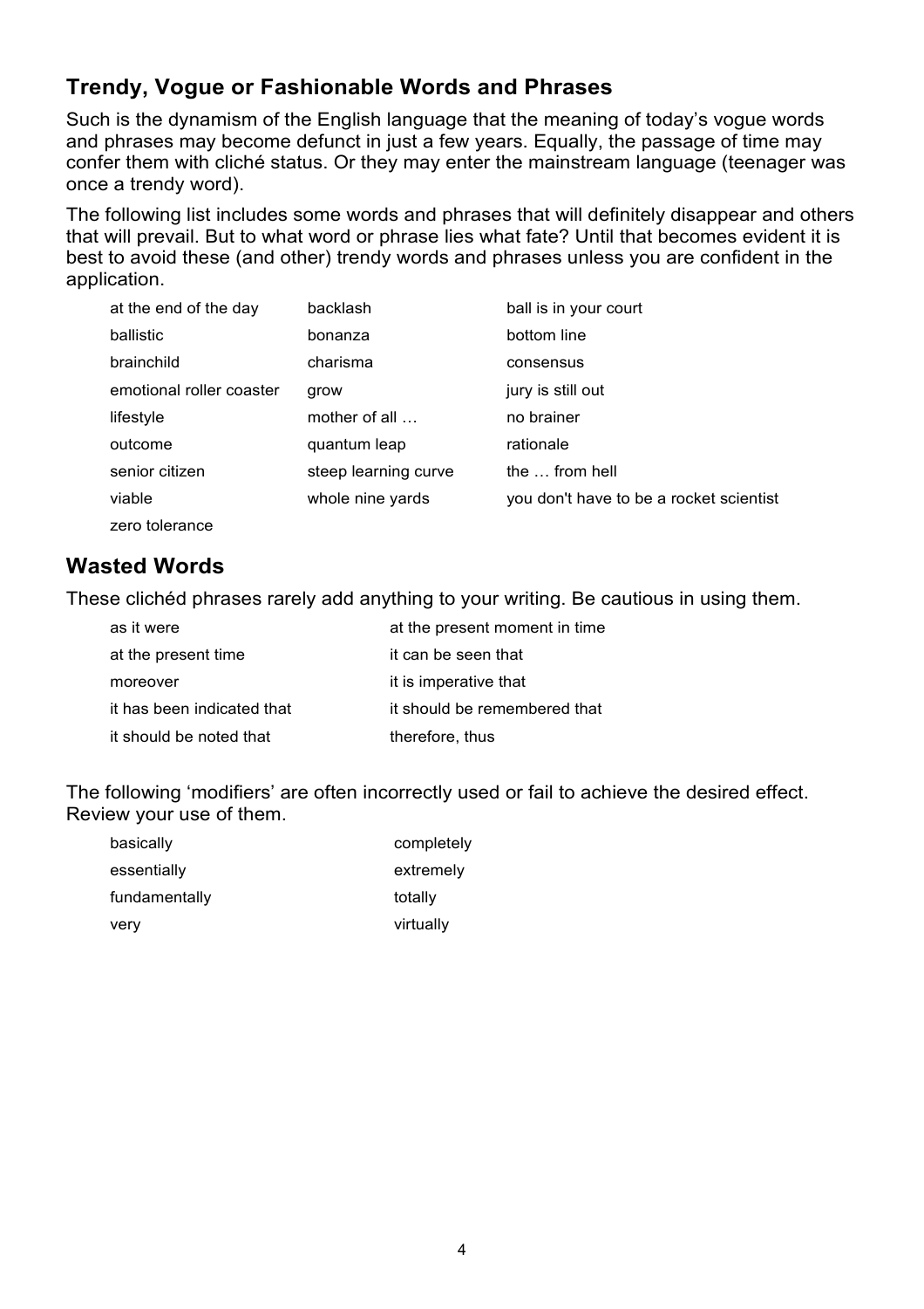## Trendy, Vogue or Fashionable Words and Phrases

Such is the dynamism of the English language that the meaning of today's vogue words and phrases may become defunct in just a few years. Equally, the passage of time may confer them with cliché status. Or they may enter the mainstream language (teenager was once a trendy word).

The following list includes some words and phrases that will definitely disappear and others that will prevail. But to what word or phrase lies what fate? Until that becomes evident it is best to avoid these (and other) trendy words and phrases unless you are confident in the application.

| | | |
|---|---|---|
| at the end of the day | backlash | ball is in your court |
| ballistic | bonanza | bottom line |
| brainchild | charisma | consensus |
| emotional roller coaster | grow | jury is still out |
| lifestyle | mother of all … | no brainer |
| outcome | quantum leap | rationale |
| senior citizen | steep learning curve | the … from hell |
| viable | whole nine yards | you don't have to be a rocket scientist |
| zero tolerance | | |

## Wasted Words

These clichéd phrases rarely add anything to your writing. Be cautious in using them.

| | |
|---|---|
| as it were | at the present moment in time |
| at the present time | it can be seen that |
| moreover | it is imperative that |
| it has been indicated that | it should be remembered that |
| it should be noted that | therefore, thus |

The following 'modifiers' are often incorrectly used or fail to achieve the desired effect. Review your use of them.

| | |
|---|---|
| basically | completely |
| essentially | extremely |
| fundamentally | totally |
| very | virtually |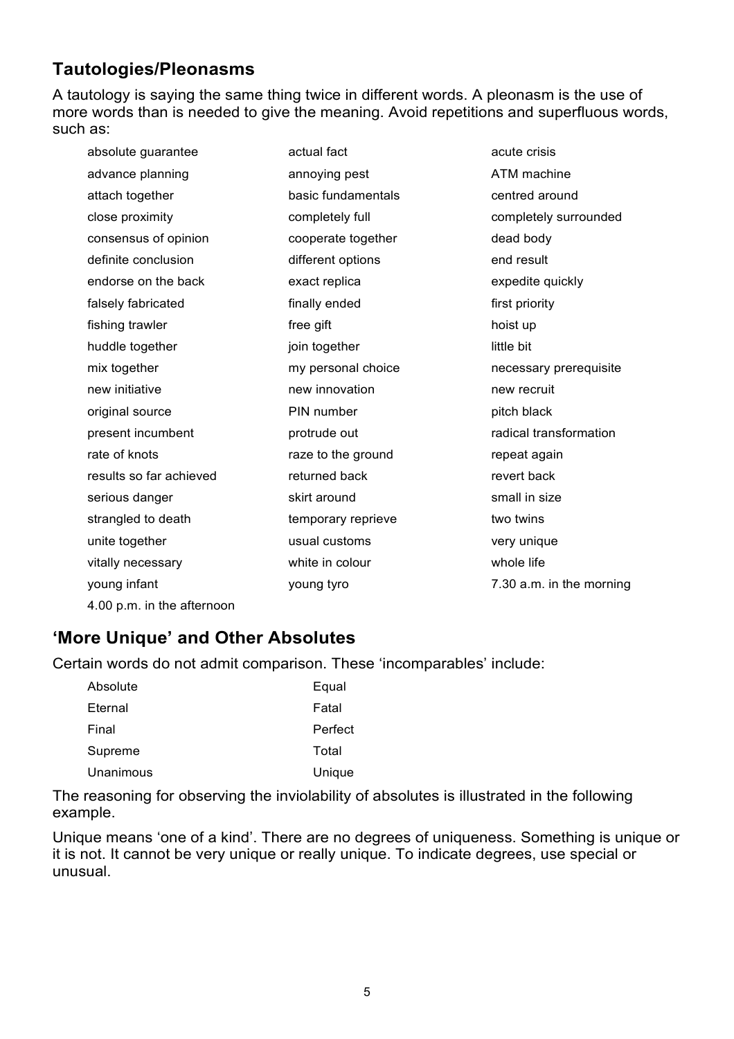## Tautologies/Pleonasms

A tautology is saying the same thing twice in different words. A pleonasm is the use of more words than is needed to give the meaning. Avoid repetitions and superfluous words, such as:

| | | |
|---|---|---|
| absolute guarantee | actual fact | acute crisis |
| advance planning | annoying pest | ATM machine |
| attach together | basic fundamentals | centred around |
| close proximity | completely full | completely surrounded |
| consensus of opinion | cooperate together | dead body |
| definite conclusion | different options | end result |
| endorse on the back | exact replica | expedite quickly |
| falsely fabricated | finally ended | first priority |
| fishing trawler | free gift | hoist up |
| huddle together | join together | little bit |
| mix together | my personal choice | necessary prerequisite |
| new initiative | new innovation | new recruit |
| original source | PIN number | pitch black |
| present incumbent | protrude out | radical transformation |
| rate of knots | raze to the ground | repeat again |
| results so far achieved | returned back | revert back |
| serious danger | skirt around | small in size |
| strangled to death | temporary reprieve | two twins |
| unite together | usual customs | very unique |
| vitally necessary | white in colour | whole life |
| young infant | young tyro | 7.30 a.m. in the morning |
| 4.00 p.m. in the afternoon | | |

## 'More Unique' and Other Absolutes

Certain words do not admit comparison. These 'incomparables' include:

| | |
|---|---|
| Absolute | Equal |
| Eternal | Fatal |
| Final | Perfect |
| Supreme | Total |
| Unanimous | Unique |

The reasoning for observing the inviolability of absolutes is illustrated in the following example.

Unique means 'one of a kind'. There are no degrees of uniqueness. Something is unique or it is not. It cannot be very unique or really unique. To indicate degrees, use special or unusual.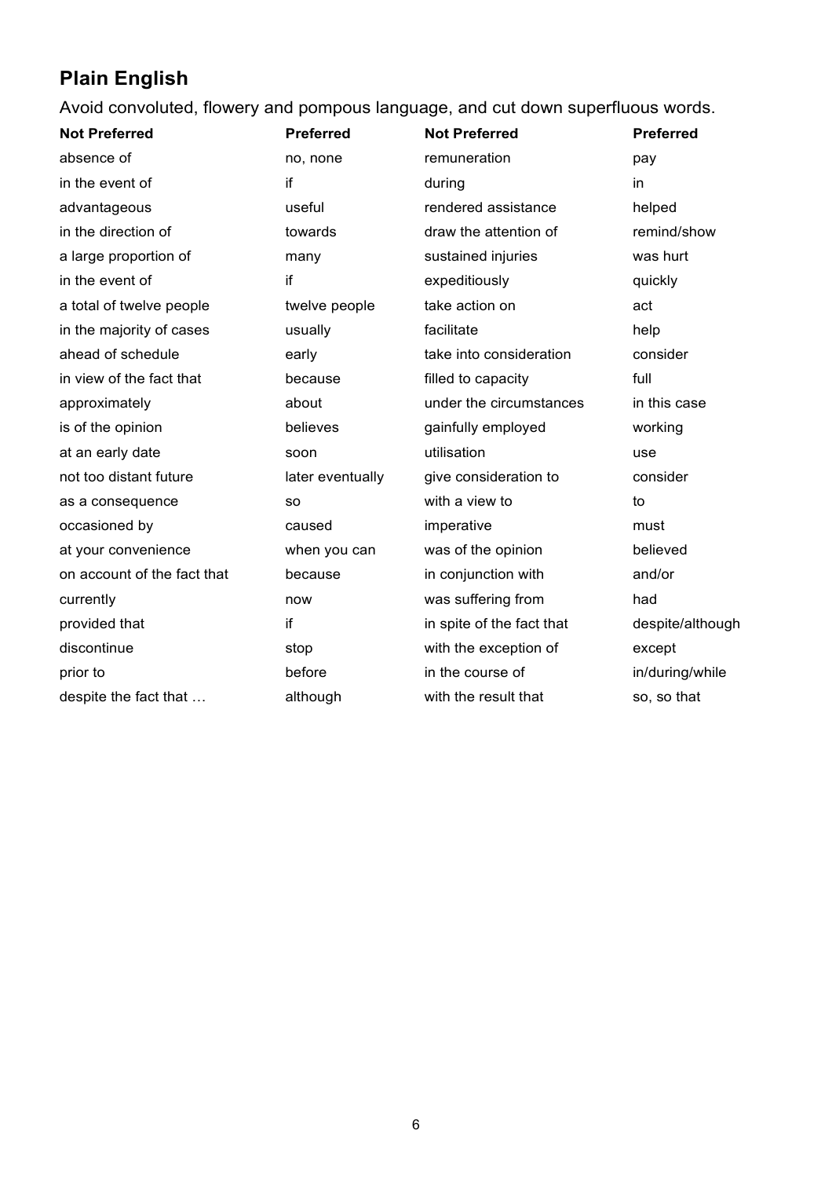## Plain English

Avoid convoluted, flowery and pompous language, and cut down superfluous words.

| Not Preferred | Preferred | Not Preferred | Preferred |
|---|---|---|---|
| absence of | no, none | remuneration | pay |
| in the event of | if | during | in |
| advantageous | useful | rendered assistance | helped |
| in the direction of | towards | draw the attention of | remind/show |
| a large proportion of | many | sustained injuries | was hurt |
| in the event of | if | expeditiously | quickly |
| a total of twelve people | twelve people | take action on | act |
| in the majority of cases | usually | facilitate | help |
| ahead of schedule | early | take into consideration | consider |
| in view of the fact that | because | filled to capacity | full |
| approximately | about | under the circumstances | in this case |
| is of the opinion | believes | gainfully employed | working |
| at an early date | soon | utilisation | use |
| not too distant future | later eventually | give consideration to | consider |
| as a consequence | so | with a view to | to |
| occasioned by | caused | imperative | must |
| at your convenience | when you can | was of the opinion | believed |
| on account of the fact that | because | in conjunction with | and/or |
| currently | now | was suffering from | had |
| provided that | if | in spite of the fact that | despite/although |
| discontinue | stop | with the exception of | except |
| prior to | before | in the course of | in/during/while |
| despite the fact that … | although | with the result that | so, so that |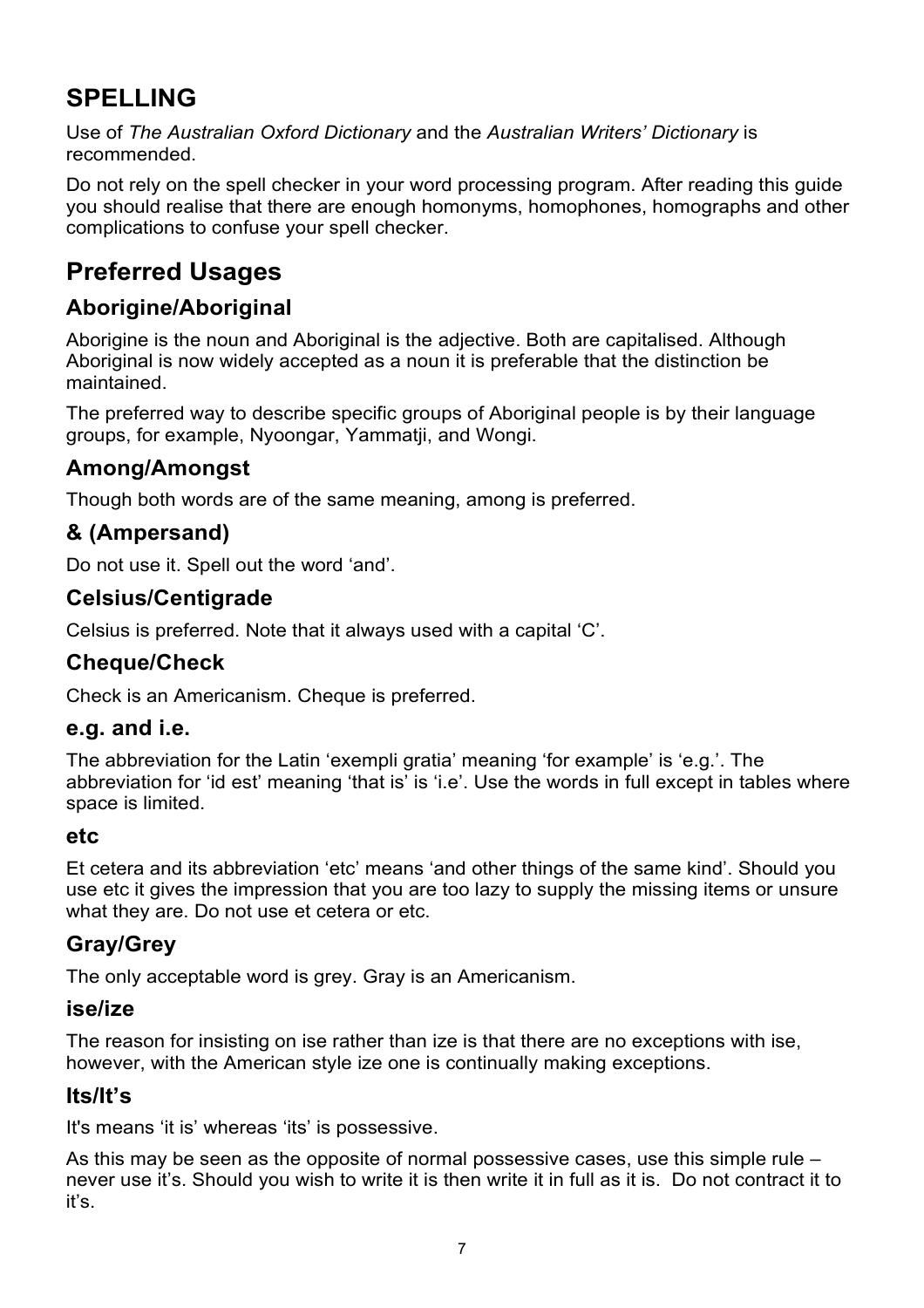# SPELLING

Use of *The Australian Oxford Dictionary* and the *Australian Writers' Dictionary* is recommended.

Do not rely on the spell checker in your word processing program. After reading this guide you should realise that there are enough homonyms, homophones, homographs and other complications to confuse your spell checker.

# Preferred Usages

## Aborigine/Aboriginal

Aborigine is the noun and Aboriginal is the adjective. Both are capitalised. Although Aboriginal is now widely accepted as a noun it is preferable that the distinction be maintained.

The preferred way to describe specific groups of Aboriginal people is by their language groups, for example, Nyoongar, Yammatji, and Wongi.

## Among/Amongst

Though both words are of the same meaning, among is preferred.

## & (Ampersand)

Do not use it. Spell out the word 'and'.

## Celsius/Centigrade

Celsius is preferred. Note that it always used with a capital 'C'.

## Cheque/Check

Check is an Americanism. Cheque is preferred.

### e.g. and i.e.

The abbreviation for the Latin 'exempli gratia' meaning 'for example' is 'e.g.'. The abbreviation for 'id est' meaning 'that is' is 'i.e'. Use the words in full except in tables where space is limited.

### etc

Et cetera and its abbreviation 'etc' means 'and other things of the same kind'. Should you use etc it gives the impression that you are too lazy to supply the missing items or unsure what they are. Do not use et cetera or etc.

## Gray/Grey

The only acceptable word is grey. Gray is an Americanism.

### ise/ize

The reason for insisting on ise rather than ize is that there are no exceptions with ise, however, with the American style ize one is continually making exceptions.

## Its/It's

It's means 'it is' whereas 'its' is possessive.

As this may be seen as the opposite of normal possessive cases, use this simple rule – never use it's. Should you wish to write it is then write it in full as it is. Do not contract it to it's.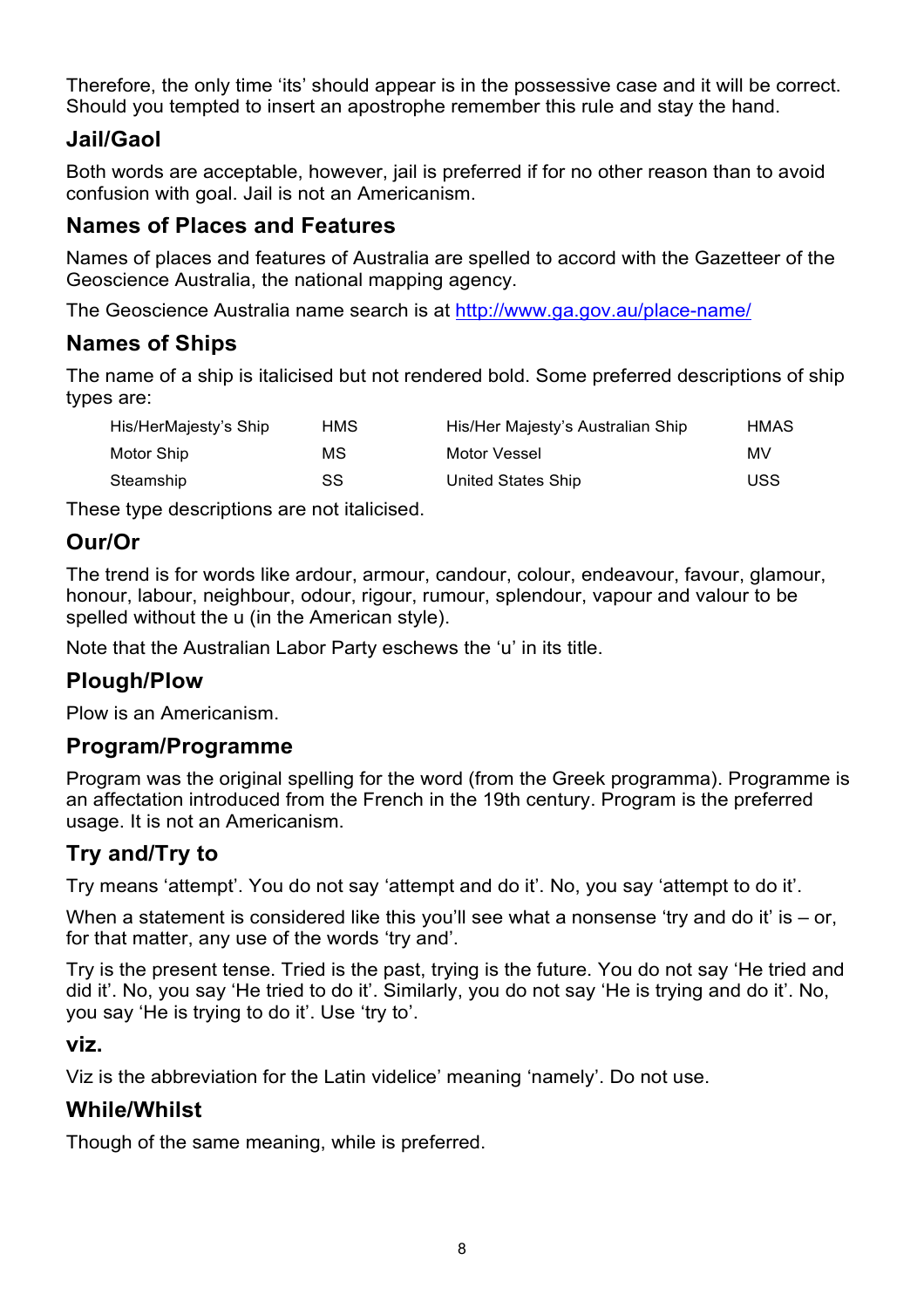Therefore, the only time 'its' should appear is in the possessive case and it will be correct. Should you tempted to insert an apostrophe remember this rule and stay the hand.

## Jail/Gaol

Both words are acceptable, however, jail is preferred if for no other reason than to avoid confusion with goal. Jail is not an Americanism.

## Names of Places and Features

Names of places and features of Australia are spelled to accord with the Gazetteer of the Geoscience Australia, the national mapping agency.

The Geoscience Australia name search is at http://www.ga.gov.au/place-name/

## Names of Ships

The name of a ship is italicised but not rendered bold. Some preferred descriptions of ship types are:

| | | | |
|---|---|---|---|
| His/HerMajesty's Ship | HMS | His/Her Majesty's Australian Ship | HMAS |
| Motor Ship | MS | Motor Vessel | MV |
| Steamship | SS | United States Ship | USS |

These type descriptions are not italicised.

## Our/Or

The trend is for words like ardour, armour, candour, colour, endeavour, favour, glamour, honour, labour, neighbour, odour, rigour, rumour, splendour, vapour and valour to be spelled without the u (in the American style).

Note that the Australian Labor Party eschews the 'u' in its title.

## Plough/Plow

Plow is an Americanism.

## Program/Programme

Program was the original spelling for the word (from the Greek programma). Programme is an affectation introduced from the French in the 19th century. Program is the preferred usage. It is not an Americanism.

## Try and/Try to

Try means 'attempt'. You do not say 'attempt and do it'. No, you say 'attempt to do it'.

When a statement is considered like this you'll see what a nonsense 'try and do it' is – or, for that matter, any use of the words 'try and'.

Try is the present tense. Tried is the past, trying is the future. You do not say 'He tried and did it'. No, you say 'He tried to do it'. Similarly, you do not say 'He is trying and do it'. No, you say 'He is trying to do it'. Use 'try to'.

### viz.

Viz is the abbreviation for the Latin videlice' meaning 'namely'. Do not use.

## While/Whilst

Though of the same meaning, while is preferred.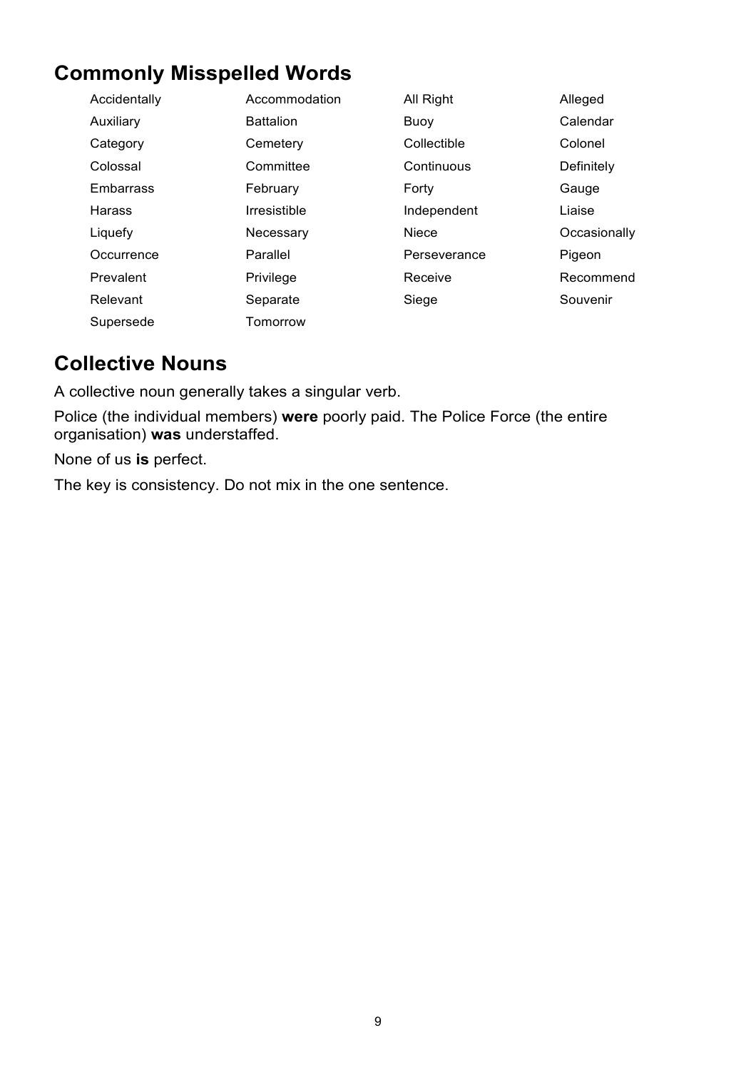## Commonly Misspelled Words

| | | | |
|---|---|---|---|
| Accidentally | Accommodation | All Right | Alleged |
| Auxiliary | Battalion | Buoy | Calendar |
| Category | Cemetery | Collectible | Colonel |
| Colossal | Committee | Continuous | Definitely |
| Embarrass | February | Forty | Gauge |
| Harass | Irresistible | Independent | Liaise |
| Liquefy | Necessary | Niece | Occasionally |
| Occurrence | Parallel | Perseverance | Pigeon |
| Prevalent | Privilege | Receive | Recommend |
| Relevant | Separate | Siege | Souvenir |
| Supersede | Tomorrow | | |

## Collective Nouns

A collective noun generally takes a singular verb.

Police (the individual members) **were** poorly paid. The Police Force (the entire organisation) **was** understaffed.

None of us **is** perfect.

The key is consistency. Do not mix in the one sentence.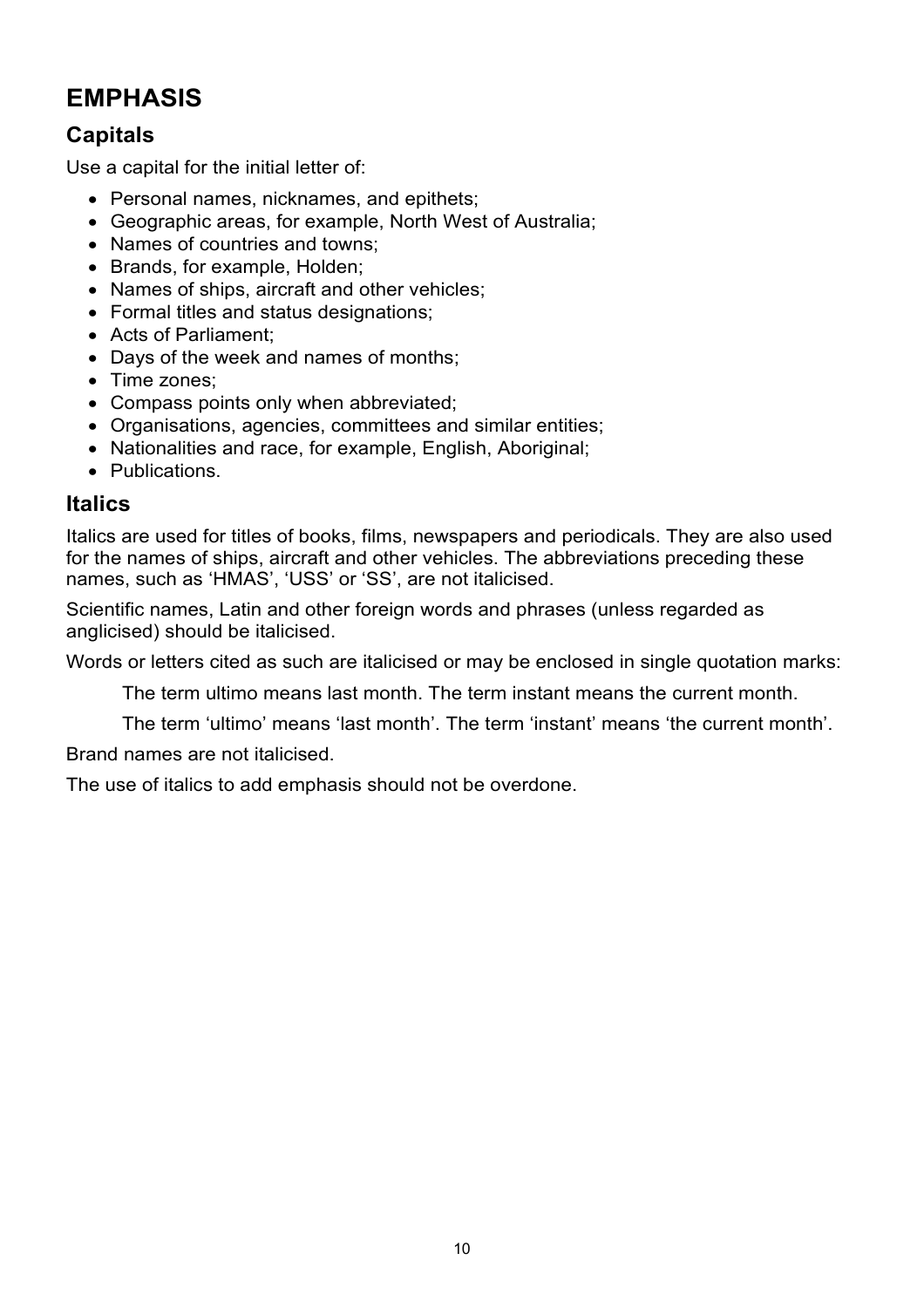# EMPHASIS

## Capitals

Use a capital for the initial letter of:

- Personal names, nicknames, and epithets;
- Geographic areas, for example, North West of Australia;
- Names of countries and towns;
- Brands, for example, Holden;
- Names of ships, aircraft and other vehicles;
- Formal titles and status designations;
- Acts of Parliament;
- Days of the week and names of months;
- Time zones;
- Compass points only when abbreviated;
- Organisations, agencies, committees and similar entities;
- Nationalities and race, for example, English, Aboriginal;
- Publications.

## Italics

Italics are used for titles of books, films, newspapers and periodicals. They are also used for the names of ships, aircraft and other vehicles. The abbreviations preceding these names, such as 'HMAS', 'USS' or 'SS', are not italicised.

Scientific names, Latin and other foreign words and phrases (unless regarded as anglicised) should be italicised.

Words or letters cited as such are italicised or may be enclosed in single quotation marks:

> The term ultimo means last month. The term instant means the current month.
>
> The term 'ultimo' means 'last month'. The term 'instant' means 'the current month'.

Brand names are not italicised.

The use of italics to add emphasis should not be overdone.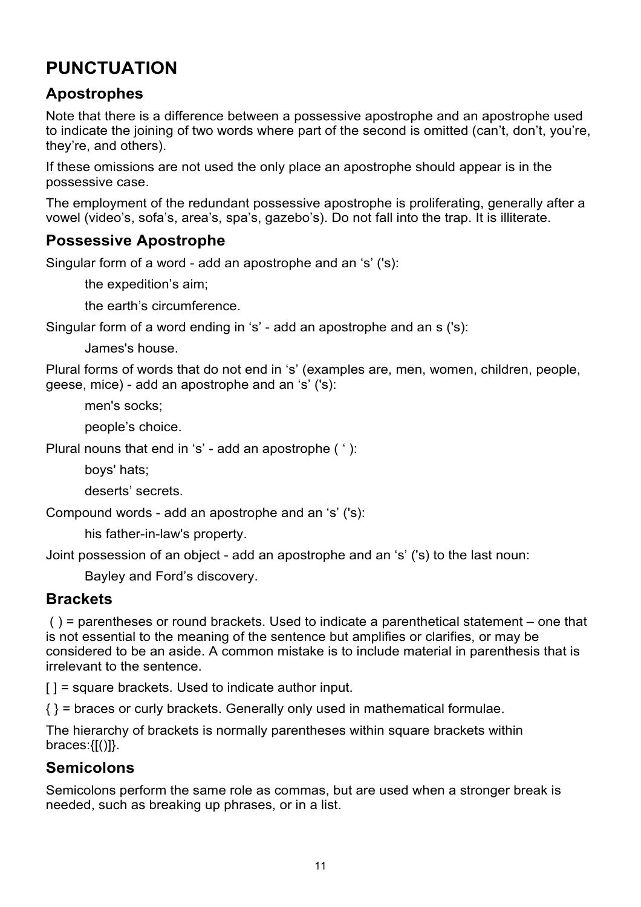# PUNCTUATION

## Apostrophes

Note that there is a difference between a possessive apostrophe and an apostrophe used to indicate the joining of two words where part of the second is omitted (can't, don't, you're, they're, and others).

If these omissions are not used the only place an apostrophe should appear is in the possessive case.

The employment of the redundant possessive apostrophe is proliferating, generally after a vowel (video's, sofa's, area's, spa's, gazebo's). Do not fall into the trap. It is illiterate.

## Possessive Apostrophe

Singular form of a word - add an apostrophe and an 's' ('s):

> the expedition's aim;
>
> the earth's circumference.

Singular form of a word ending in 's' - add an apostrophe and an s ('s):

> James's house.

Plural forms of words that do not end in 's' (examples are, men, women, children, people, geese, mice) - add an apostrophe and an 's' ('s):

> men's socks;
>
> people's choice.

Plural nouns that end in 's' - add an apostrophe ( ' ):

> boys' hats;
>
> deserts' secrets.

Compound words - add an apostrophe and an 's' ('s):

> his father-in-law's property.

Joint possession of an object - add an apostrophe and an 's' ('s) to the last noun:

> Bayley and Ford's discovery.

## Brackets

( ) = parentheses or round brackets. Used to indicate a parenthetical statement – one that is not essential to the meaning of the sentence but amplifies or clarifies, or may be considered to be an aside. A common mistake is to include material in parenthesis that is irrelevant to the sentence.

[ ] = square brackets. Used to indicate author input.

{ } = braces or curly brackets. Generally only used in mathematical formulae.

The hierarchy of brackets is normally parentheses within square brackets within braces:{[()]}.

## Semicolons

Semicolons perform the same role as commas, but are used when a stronger break is needed, such as breaking up phrases, or in a list.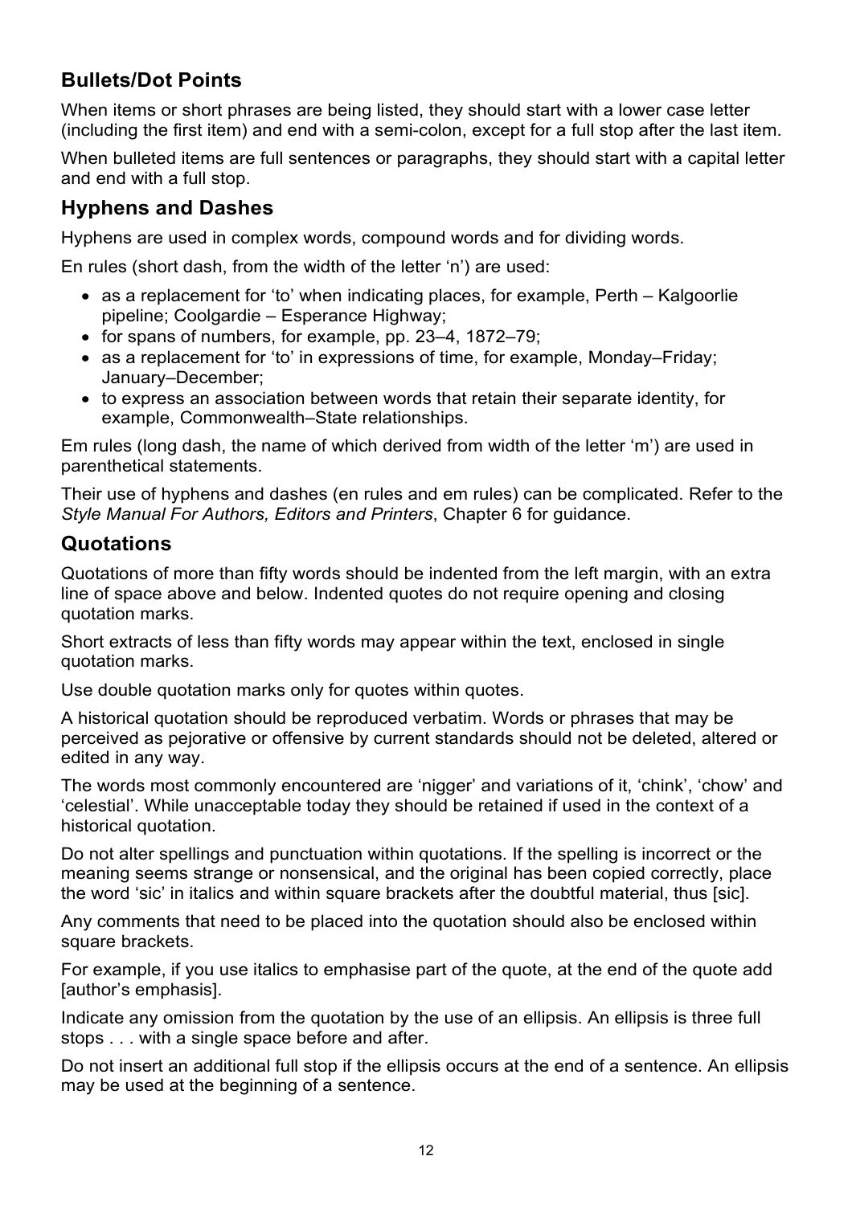## Bullets/Dot Points

When items or short phrases are being listed, they should start with a lower case letter (including the first item) and end with a semi-colon, except for a full stop after the last item.

When bulleted items are full sentences or paragraphs, they should start with a capital letter and end with a full stop.

## Hyphens and Dashes

Hyphens are used in complex words, compound words and for dividing words.

En rules (short dash, from the width of the letter 'n') are used:

- as a replacement for 'to' when indicating places, for example, Perth – Kalgoorlie pipeline; Coolgardie – Esperance Highway;
- for spans of numbers, for example, pp. 23–4, 1872–79;
- as a replacement for 'to' in expressions of time, for example, Monday–Friday; January–December;
- to express an association between words that retain their separate identity, for example, Commonwealth–State relationships.

Em rules (long dash, the name of which derived from width of the letter 'm') are used in parenthetical statements.

Their use of hyphens and dashes (en rules and em rules) can be complicated. Refer to the *Style Manual For Authors, Editors and Printers*, Chapter 6 for guidance.

## Quotations

Quotations of more than fifty words should be indented from the left margin, with an extra line of space above and below. Indented quotes do not require opening and closing quotation marks.

Short extracts of less than fifty words may appear within the text, enclosed in single quotation marks.

Use double quotation marks only for quotes within quotes.

A historical quotation should be reproduced verbatim. Words or phrases that may be perceived as pejorative or offensive by current standards should not be deleted, altered or edited in any way.

The words most commonly encountered are 'nigger' and variations of it, 'chink', 'chow' and 'celestial'. While unacceptable today they should be retained if used in the context of a historical quotation.

Do not alter spellings and punctuation within quotations. If the spelling is incorrect or the meaning seems strange or nonsensical, and the original has been copied correctly, place the word 'sic' in italics and within square brackets after the doubtful material, thus [sic].

Any comments that need to be placed into the quotation should also be enclosed within square brackets.

For example, if you use italics to emphasise part of the quote, at the end of the quote add [author's emphasis].

Indicate any omission from the quotation by the use of an ellipsis. An ellipsis is three full stops . . . with a single space before and after.

Do not insert an additional full stop if the ellipsis occurs at the end of a sentence. An ellipsis may be used at the beginning of a sentence.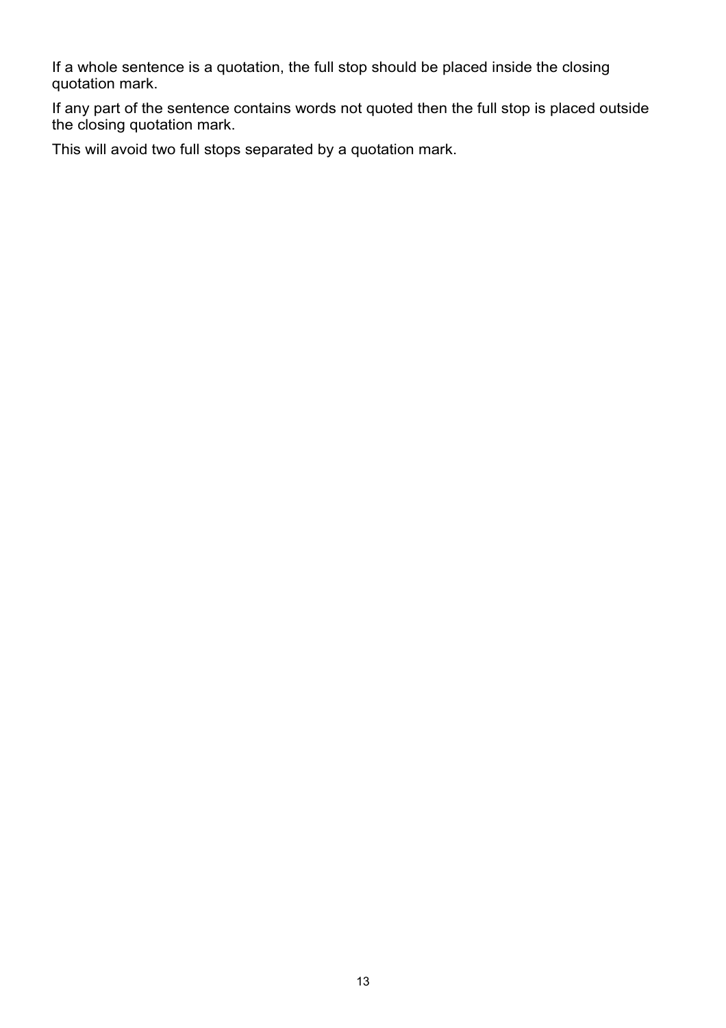If a whole sentence is a quotation, the full stop should be placed inside the closing quotation mark.

If any part of the sentence contains words not quoted then the full stop is placed outside the closing quotation mark.

This will avoid two full stops separated by a quotation mark.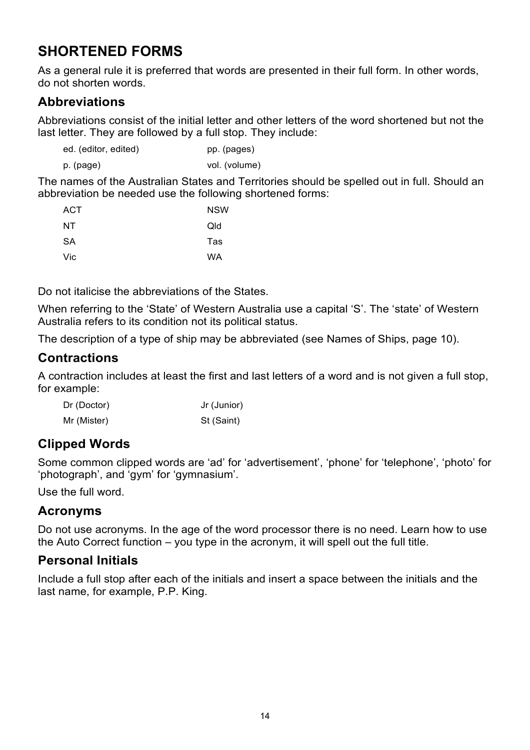## SHORTENED FORMS

As a general rule it is preferred that words are presented in their full form. In other words, do not shorten words.

### Abbreviations

Abbreviations consist of the initial letter and other letters of the word shortened but not the last letter. They are followed by a full stop. They include:

| | |
|---|---|
| ed. (editor, edited) | pp. (pages) |
| p. (page) | vol. (volume) |

The names of the Australian States and Territories should be spelled out in full. Should an abbreviation be needed use the following shortened forms:

| | |
|---|---|
| ACT | NSW |
| NT | Qld |
| SA | Tas |
| Vic | WA |

Do not italicise the abbreviations of the States.

When referring to the 'State' of Western Australia use a capital 'S'. The 'state' of Western Australia refers to its condition not its political status.

The description of a type of ship may be abbreviated (see Names of Ships, page 10).

### Contractions

A contraction includes at least the first and last letters of a word and is not given a full stop, for example:

| | |
|---|---|
| Dr (Doctor) | Jr (Junior) |
| Mr (Mister) | St (Saint) |

### Clipped Words

Some common clipped words are 'ad' for 'advertisement', 'phone' for 'telephone', 'photo' for 'photograph', and 'gym' for 'gymnasium'.

Use the full word.

### Acronyms

Do not use acronyms. In the age of the word processor there is no need. Learn how to use the Auto Correct function – you type in the acronym, it will spell out the full title.

### Personal Initials

Include a full stop after each of the initials and insert a space between the initials and the last name, for example, P.P. King.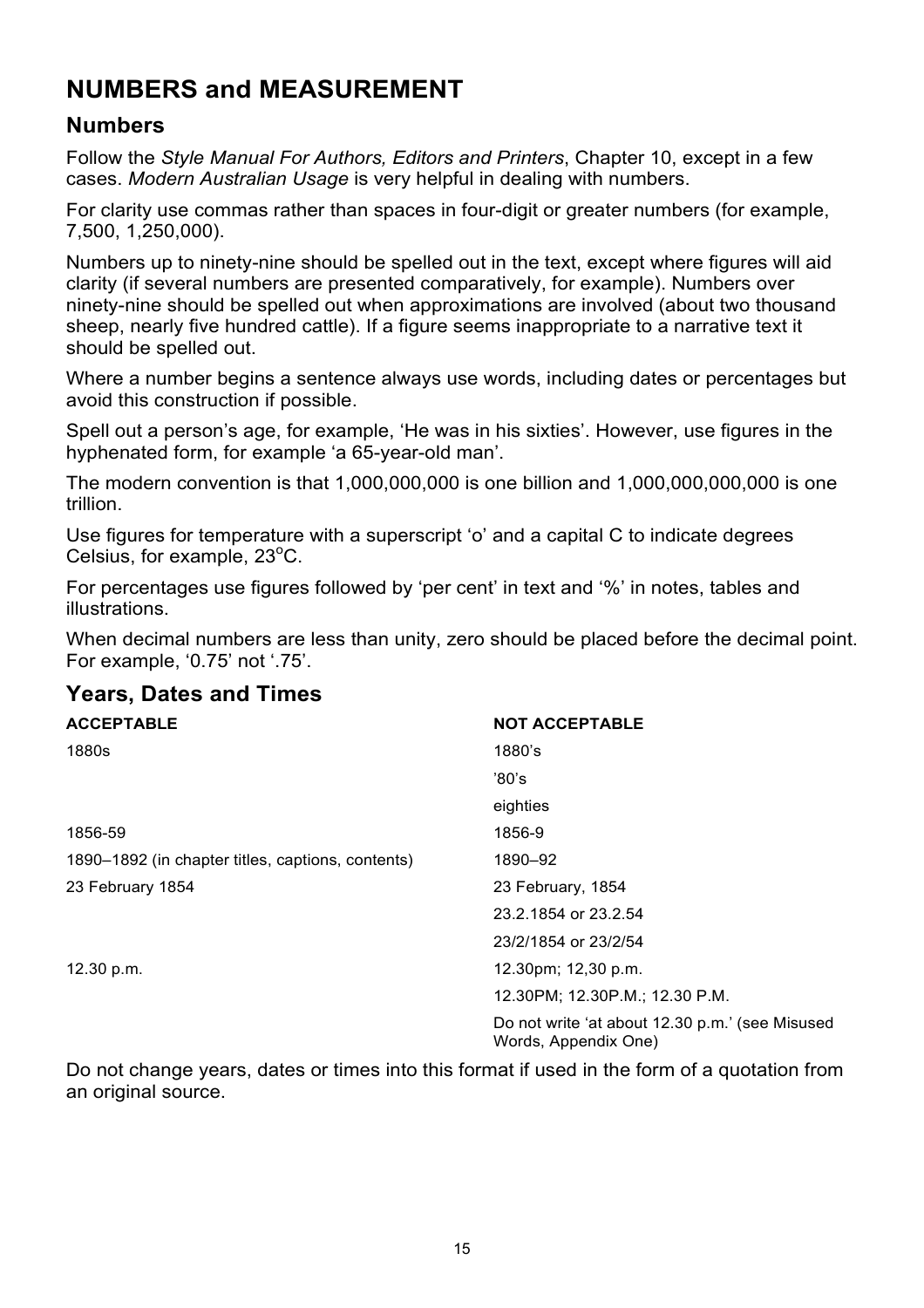# NUMBERS and MEASUREMENT

## Numbers

Follow the *Style Manual For Authors, Editors and Printers*, Chapter 10, except in a few cases. *Modern Australian Usage* is very helpful in dealing with numbers.

For clarity use commas rather than spaces in four-digit or greater numbers (for example, 7,500, 1,250,000).

Numbers up to ninety-nine should be spelled out in the text, except where figures will aid clarity (if several numbers are presented comparatively, for example). Numbers over ninety-nine should be spelled out when approximations are involved (about two thousand sheep, nearly five hundred cattle). If a figure seems inappropriate to a narrative text it should be spelled out.

Where a number begins a sentence always use words, including dates or percentages but avoid this construction if possible.

Spell out a person's age, for example, 'He was in his sixties'. However, use figures in the hyphenated form, for example 'a 65-year-old man'.

The modern convention is that 1,000,000,000 is one billion and 1,000,000,000,000 is one trillion.

Use figures for temperature with a superscript 'o' and a capital C to indicate degrees Celsius, for example, 23$^{o}$C.

For percentages use figures followed by 'per cent' in text and '%' in notes, tables and illustrations.

When decimal numbers are less than unity, zero should be placed before the decimal point. For example, '0.75' not '.75'.

## Years, Dates and Times

| ACCEPTABLE | NOT ACCEPTABLE |
|---|---|
| 1880s | 1880's |
| | '80's |
| | eighties |
| 1856-59 | 1856-9 |
| 1890–1892 (in chapter titles, captions, contents) | 1890–92 |
| 23 February 1854 | 23 February, 1854 |
| | 23.2.1854 or 23.2.54 |
| | 23/2/1854 or 23/2/54 |
| 12.30 p.m. | 12.30pm; 12,30 p.m. |
| | 12.30PM; 12.30P.M.; 12.30 P.M. |
| | Do not write 'at about 12.30 p.m.' (see Misused Words, Appendix One) |

Do not change years, dates or times into this format if used in the form of a quotation from an original source.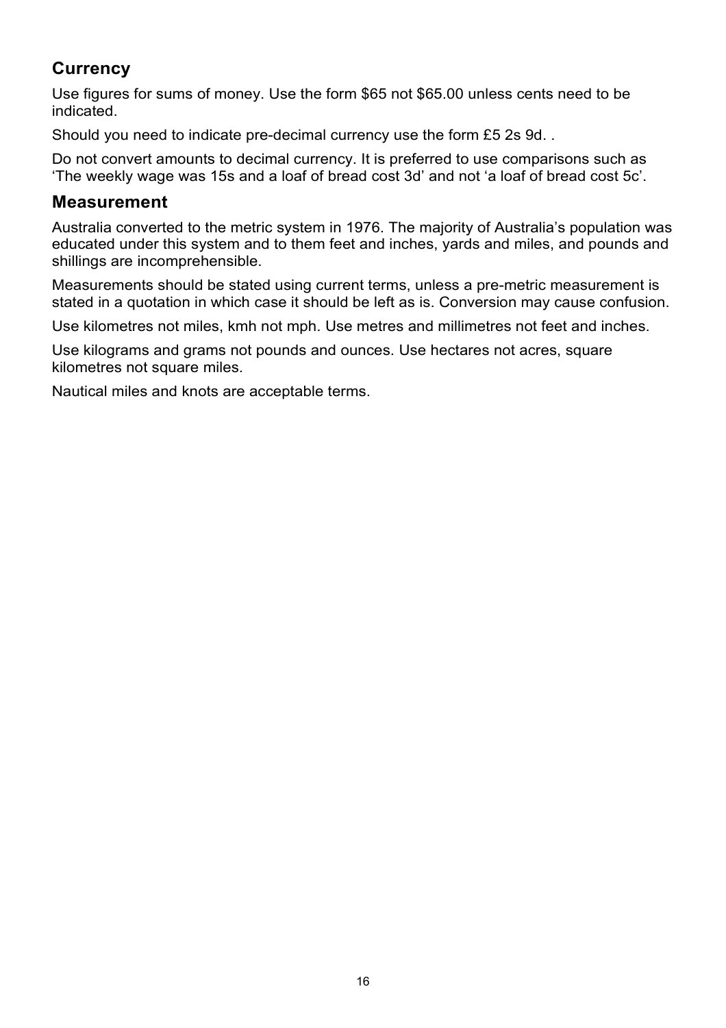## Currency

Use figures for sums of money. Use the form $65 not $65.00 unless cents need to be indicated.

Should you need to indicate pre-decimal currency use the form £5 2s 9d. .

Do not convert amounts to decimal currency. It is preferred to use comparisons such as 'The weekly wage was 15s and a loaf of bread cost 3d' and not 'a loaf of bread cost 5c'.

## Measurement

Australia converted to the metric system in 1976. The majority of Australia's population was educated under this system and to them feet and inches, yards and miles, and pounds and shillings are incomprehensible.

Measurements should be stated using current terms, unless a pre-metric measurement is stated in a quotation in which case it should be left as is. Conversion may cause confusion.

Use kilometres not miles, kmh not mph. Use metres and millimetres not feet and inches.

Use kilograms and grams not pounds and ounces. Use hectares not acres, square kilometres not square miles.

Nautical miles and knots are acceptable terms.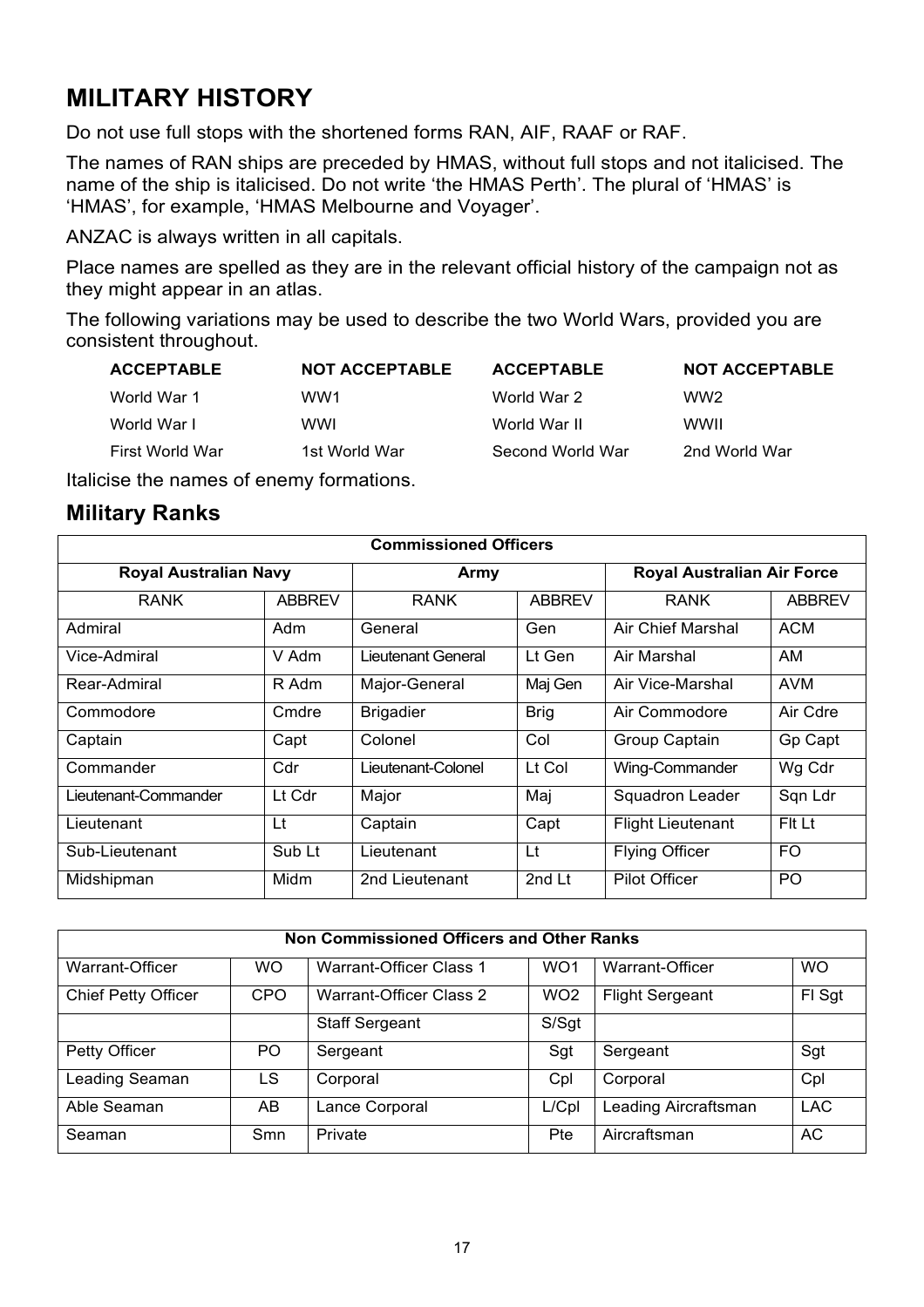# MILITARY HISTORY

Do not use full stops with the shortened forms RAN, AIF, RAAF or RAF.

The names of RAN ships are preceded by HMAS, without full stops and not italicised. The name of the ship is italicised. Do not write 'the HMAS Perth'. The plural of 'HMAS' is 'HMAS', for example, 'HMAS Melbourne and Voyager'.

ANZAC is always written in all capitals.

Place names are spelled as they are in the relevant official history of the campaign not as they might appear in an atlas.

The following variations may be used to describe the two World Wars, provided you are consistent throughout.

| ACCEPTABLE | NOT ACCEPTABLE | ACCEPTABLE | NOT ACCEPTABLE |
|---|---|---|---|
| World War 1 | WW1 | World War 2 | WW2 |
| World War I | WWI | World War II | WWII |
| First World War | 1st World War | Second World War | 2nd World War |

Italicise the names of enemy formations.

## Military Ranks

| Commissioned Officers | | | | | |
|---|---|---|---|---|---|
| Royal Australian Navy | | Army | | Royal Australian Air Force | |
| RANK | ABBREV | RANK | ABBREV | RANK | ABBREV |
| Admiral | Adm | General | Gen | Air Chief Marshal | ACM |
| Vice-Admiral | V Adm | Lieutenant General | Lt Gen | Air Marshal | AM |
| Rear-Admiral | R Adm | Major-General | Maj Gen | Air Vice-Marshal | AVM |
| Commodore | Cmdre | Brigadier | Brig | Air Commodore | Air Cdre |
| Captain | Capt | Colonel | Col | Group Captain | Gp Capt |
| Commander | Cdr | Lieutenant-Colonel | Lt Col | Wing-Commander | Wg Cdr |
| Lieutenant-Commander | Lt Cdr | Major | Maj | Squadron Leader | Sqn Ldr |
| Lieutenant | Lt | Captain | Capt | Flight Lieutenant | Flt Lt |
| Sub-Lieutenant | Sub Lt | Lieutenant | Lt | Flying Officer | FO |
| Midshipman | Midm | 2nd Lieutenant | 2nd Lt | Pilot Officer | PO |

| Non Commissioned Officers and Other Ranks | | | | | |
|---|---|---|---|---|---|
| Warrant-Officer | WO | Warrant-Officer Class 1 | WO1 | Warrant-Officer | WO |
| Chief Petty Officer | CPO | Warrant-Officer Class 2 | WO2 | Flight Sergeant | Fl Sgt |
| | | Staff Sergeant | S/Sgt | | |
| Petty Officer | PO | Sergeant | Sgt | Sergeant | Sgt |
| Leading Seaman | LS | Corporal | Cpl | Corporal | Cpl |
| Able Seaman | AB | Lance Corporal | L/Cpl | Leading Aircraftsman | LAC |
| Seaman | Smn | Private | Pte | Aircraftsman | AC |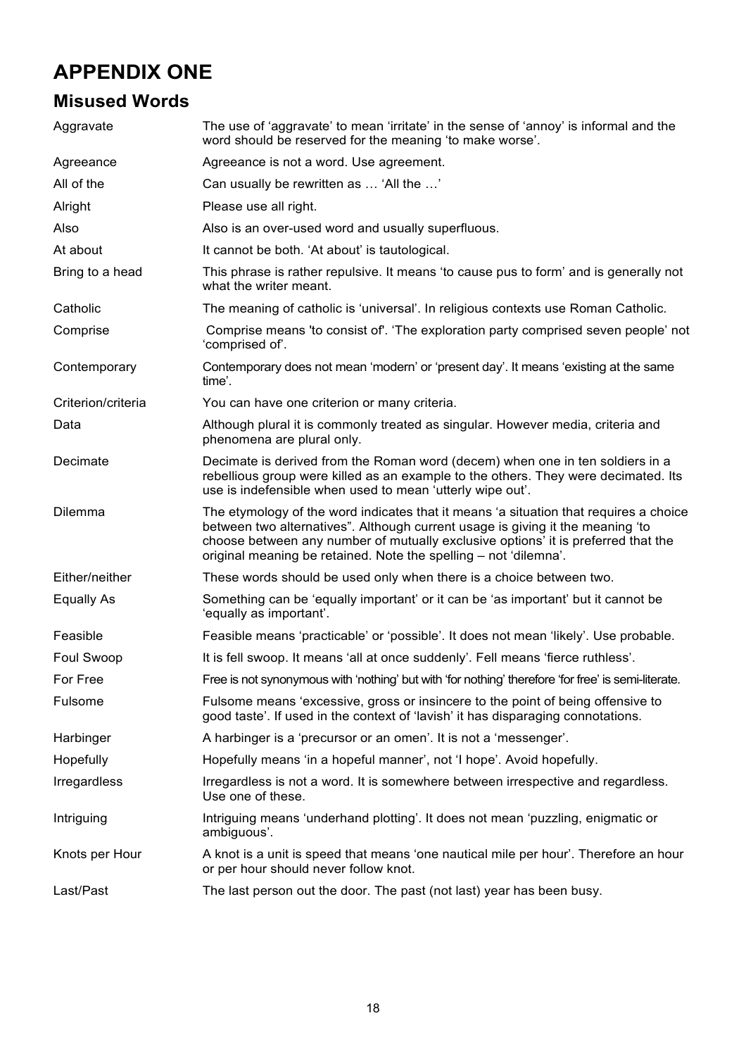# APPENDIX ONE

## Misused Words

| | |
|---|---|
| Aggravate | The use of 'aggravate' to mean 'irritate' in the sense of 'annoy' is informal and the word should be reserved for the meaning 'to make worse'. |
| Agreeance | Agreeance is not a word. Use agreement. |
| All of the | Can usually be rewritten as … 'All the …' |
| Alright | Please use all right. |
| Also | Also is an over-used word and usually superfluous. |
| At about | It cannot be both. 'At about' is tautological. |
| Bring to a head | This phrase is rather repulsive. It means 'to cause pus to form' and is generally not what the writer meant. |
| Catholic | The meaning of catholic is 'universal'. In religious contexts use Roman Catholic. |
| Comprise | Comprise means 'to consist of'. 'The exploration party comprised seven people' not 'comprised of'. |
| Contemporary | Contemporary does not mean 'modern' or 'present day'. It means 'existing at the same time'. |
| Criterion/criteria | You can have one criterion or many criteria. |
| Data | Although plural it is commonly treated as singular. However media, criteria and phenomena are plural only. |
| Decimate | Decimate is derived from the Roman word (decem) when one in ten soldiers in a rebellious group were killed as an example to the others. They were decimated. Its use is indefensible when used to mean 'utterly wipe out'. |
| Dilemma | The etymology of the word indicates that it means 'a situation that requires a choice between two alternatives". Although current usage is giving it the meaning 'to choose between any number of mutually exclusive options' it is preferred that the original meaning be retained. Note the spelling – not 'dilemna'. |
| Either/neither | These words should be used only when there is a choice between two. |
| Equally As | Something can be 'equally important' or it can be 'as important' but it cannot be 'equally as important'. |
| Feasible | Feasible means 'practicable' or 'possible'. It does not mean 'likely'. Use probable. |
| Foul Swoop | It is fell swoop. It means 'all at once suddenly'. Fell means 'fierce ruthless'. |
| For Free | Free is not synonymous with 'nothing' but with 'for nothing' therefore 'for free' is semi-literate. |
| Fulsome | Fulsome means 'excessive, gross or insincere to the point of being offensive to good taste'. If used in the context of 'lavish' it has disparaging connotations. |
| Harbinger | A harbinger is a 'precursor or an omen'. It is not a 'messenger'. |
| Hopefully | Hopefully means 'in a hopeful manner', not 'I hope'. Avoid hopefully. |
| Irregardless | Irregardless is not a word. It is somewhere between irrespective and regardless. Use one of these. |
| Intriguing | Intriguing means 'underhand plotting'. It does not mean 'puzzling, enigmatic or ambiguous'. |
| Knots per Hour | A knot is a unit is speed that means 'one nautical mile per hour'. Therefore an hour or per hour should never follow knot. |
| Last/Past | The last person out the door. The past (not last) year has been busy. |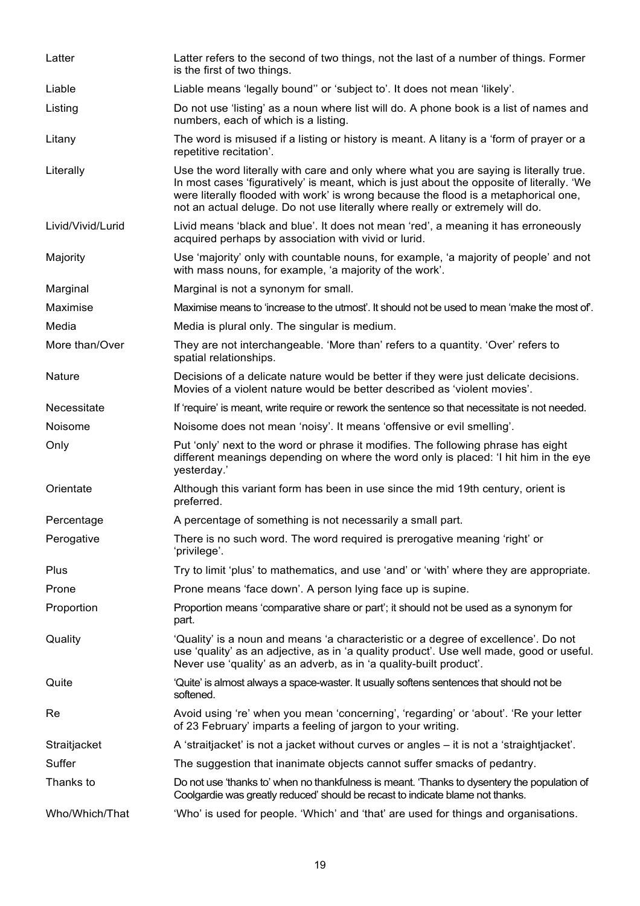| | |
|---|---|
| Latter | Latter refers to the second of two things, not the last of a number of things. Former is the first of two things. |
| Liable | Liable means 'legally bound'' or 'subject to'. It does not mean 'likely'. |
| Listing | Do not use 'listing' as a noun where list will do. A phone book is a list of names and numbers, each of which is a listing. |
| Litany | The word is misused if a listing or history is meant. A litany is a 'form of prayer or a repetitive recitation'. |
| Literally | Use the word literally with care and only where what you are saying is literally true. In most cases 'figuratively' is meant, which is just about the opposite of literally. 'We were literally flooded with work' is wrong because the flood is a metaphorical one, not an actual deluge. Do not use literally where really or extremely will do. |
| Livid/Vivid/Lurid | Livid means 'black and blue'. It does not mean 'red', a meaning it has erroneously acquired perhaps by association with vivid or lurid. |
| Majority | Use 'majority' only with countable nouns, for example, 'a majority of people' and not with mass nouns, for example, 'a majority of the work'. |
| Marginal | Marginal is not a synonym for small. |
| Maximise | Maximise means to 'increase to the utmost'. It should not be used to mean 'make the most of'. |
| Media | Media is plural only. The singular is medium. |
| More than/Over | They are not interchangeable. 'More than' refers to a quantity. 'Over' refers to spatial relationships. |
| Nature | Decisions of a delicate nature would be better if they were just delicate decisions. Movies of a violent nature would be better described as 'violent movies'. |
| Necessitate | If 'require' is meant, write require or rework the sentence so that necessitate is not needed. |
| Noisome | Noisome does not mean 'noisy'. It means 'offensive or evil smelling'. |
| Only | Put 'only' next to the word or phrase it modifies. The following phrase has eight different meanings depending on where the word only is placed: 'I hit him in the eye yesterday.' |
| Orientate | Although this variant form has been in use since the mid 19th century, orient is preferred. |
| Percentage | A percentage of something is not necessarily a small part. |
| Perogative | There is no such word. The word required is prerogative meaning 'right' or 'privilege'. |
| Plus | Try to limit 'plus' to mathematics, and use 'and' or 'with' where they are appropriate. |
| Prone | Prone means 'face down'. A person lying face up is supine. |
| Proportion | Proportion means 'comparative share or part'; it should not be used as a synonym for part. |
| Quality | 'Quality' is a noun and means 'a characteristic or a degree of excellence'. Do not use 'quality' as an adjective, as in 'a quality product'. Use well made, good or useful. Never use 'quality' as an adverb, as in 'a quality-built product'. |
| Quite | 'Quite' is almost always a space-waster. It usually softens sentences that should not be softened. |
| Re | Avoid using 're' when you mean 'concerning', 'regarding' or 'about'. 'Re your letter of 23 February' imparts a feeling of jargon to your writing. |
| Straitjacket | A 'straitjacket' is not a jacket without curves or angles – it is not a 'straightjacket'. |
| Suffer | The suggestion that inanimate objects cannot suffer smacks of pedantry. |
| Thanks to | Do not use 'thanks to' when no thankfulness is meant. 'Thanks to dysentery the population of Coolgardie was greatly reduced' should be recast to indicate blame not thanks. |
| Who/Which/That | 'Who' is used for people. 'Which' and 'that' are used for things and organisations. |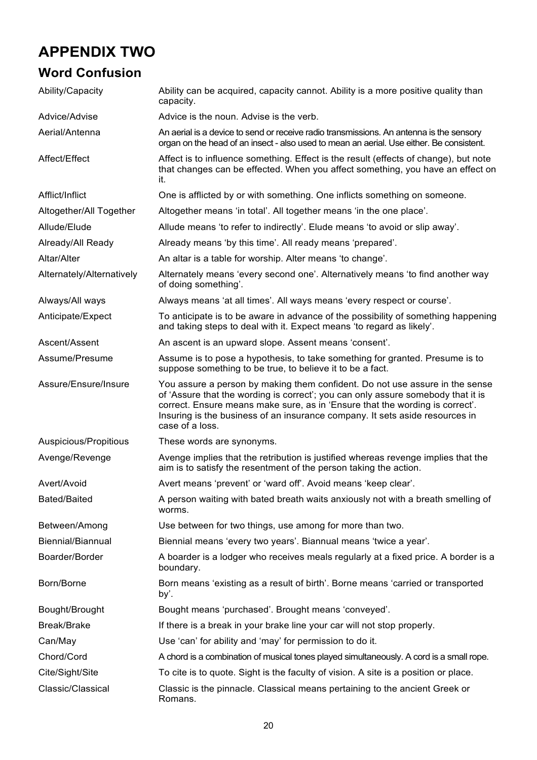# APPENDIX TWO

## Word Confusion

| | |
|---|---|
| Ability/Capacity | Ability can be acquired, capacity cannot. Ability is a more positive quality than capacity. |
| Advice/Advise | Advice is the noun. Advise is the verb. |
| Aerial/Antenna | An aerial is a device to send or receive radio transmissions. An antenna is the sensory organ on the head of an insect - also used to mean an aerial. Use either. Be consistent. |
| Affect/Effect | Affect is to influence something. Effect is the result (effects of change), but note that changes can be effected. When you affect something, you have an effect on it. |
| Afflict/Inflict | One is afflicted by or with something. One inflicts something on someone. |
| Altogether/All Together | Altogether means 'in total'. All together means 'in the one place'. |
| Allude/Elude | Allude means 'to refer to indirectly'. Elude means 'to avoid or slip away'. |
| Already/All Ready | Already means 'by this time'. All ready means 'prepared'. |
| Altar/Alter | An altar is a table for worship. Alter means 'to change'. |
| Alternately/Alternatively | Alternately means 'every second one'. Alternatively means 'to find another way of doing something'. |
| Always/All ways | Always means 'at all times'. All ways means 'every respect or course'. |
| Anticipate/Expect | To anticipate is to be aware in advance of the possibility of something happening and taking steps to deal with it. Expect means 'to regard as likely'. |
| Ascent/Assent | An ascent is an upward slope. Assent means 'consent'. |
| Assume/Presume | Assume is to pose a hypothesis, to take something for granted. Presume is to suppose something to be true, to believe it to be a fact. |
| Assure/Ensure/Insure | You assure a person by making them confident. Do not use assure in the sense of 'Assure that the wording is correct'; you can only assure somebody that it is correct. Ensure means make sure, as in 'Ensure that the wording is correct'. Insuring is the business of an insurance company. It sets aside resources in case of a loss. |
| Auspicious/Propitious | These words are synonyms. |
| Avenge/Revenge | Avenge implies that the retribution is justified whereas revenge implies that the aim is to satisfy the resentment of the person taking the action. |
| Avert/Avoid | Avert means 'prevent' or 'ward off'. Avoid means 'keep clear'. |
| Bated/Baited | A person waiting with bated breath waits anxiously not with a breath smelling of worms. |
| Between/Among | Use between for two things, use among for more than two. |
| Biennial/Biannual | Biennial means 'every two years'. Biannual means 'twice a year'. |
| Boarder/Border | A boarder is a lodger who receives meals regularly at a fixed price. A border is a boundary. |
| Born/Borne | Born means 'existing as a result of birth'. Borne means 'carried or transported by'. |
| Bought/Brought | Bought means 'purchased'. Brought means 'conveyed'. |
| Break/Brake | If there is a break in your brake line your car will not stop properly. |
| Can/May | Use 'can' for ability and 'may' for permission to do it. |
| Chord/Cord | A chord is a combination of musical tones played simultaneously. A cord is a small rope. |
| Cite/Sight/Site | To cite is to quote. Sight is the faculty of vision. A site is a position or place. |
| Classic/Classical | Classic is the pinnacle. Classical means pertaining to the ancient Greek or Romans. |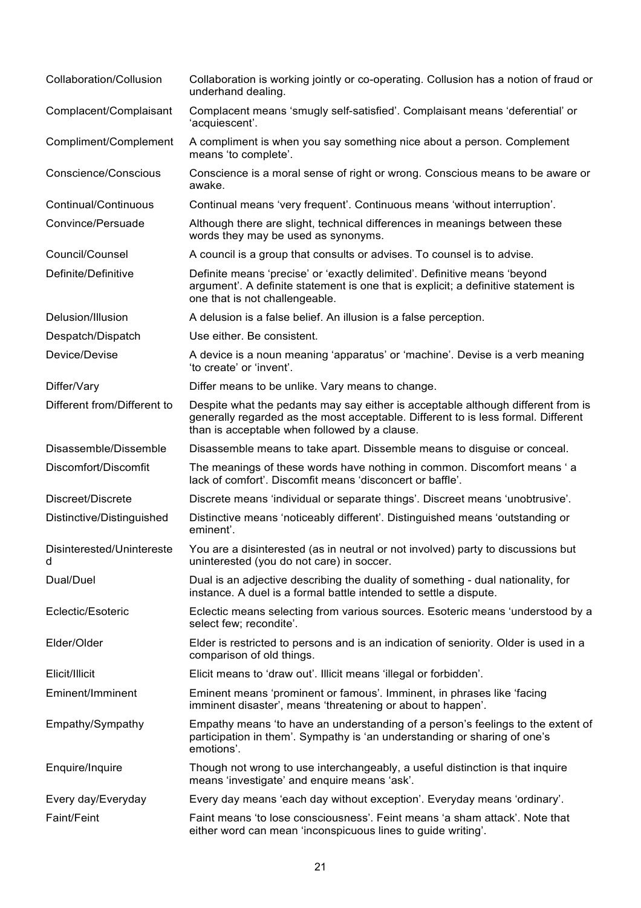| | |
|---|---|
| Collaboration/Collusion | Collaboration is working jointly or co-operating. Collusion has a notion of fraud or underhand dealing. |
| Complacent/Complaisant | Complacent means 'smugly self-satisfied'. Complaisant means 'deferential' or 'acquiescent'. |
| Compliment/Complement | A compliment is when you say something nice about a person. Complement means 'to complete'. |
| Conscience/Conscious | Conscience is a moral sense of right or wrong. Conscious means to be aware or awake. |
| Continual/Continuous | Continual means 'very frequent'. Continuous means 'without interruption'. |
| Convince/Persuade | Although there are slight, technical differences in meanings between these words they may be used as synonyms. |
| Council/Counsel | A council is a group that consults or advises. To counsel is to advise. |
| Definite/Definitive | Definite means 'precise' or 'exactly delimited'. Definitive means 'beyond argument'. A definite statement is one that is explicit; a definitive statement is one that is not challengeable. |
| Delusion/Illusion | A delusion is a false belief. An illusion is a false perception. |
| Despatch/Dispatch | Use either. Be consistent. |
| Device/Devise | A device is a noun meaning 'apparatus' or 'machine'. Devise is a verb meaning 'to create' or 'invent'. |
| Differ/Vary | Differ means to be unlike. Vary means to change. |
| Different from/Different to | Despite what the pedants may say either is acceptable although different from is generally regarded as the most acceptable. Different to is less formal. Different than is acceptable when followed by a clause. |
| Disassemble/Dissemble | Disassemble means to take apart. Dissemble means to disguise or conceal. |
| Discomfort/Discomfit | The meanings of these words have nothing in common. Discomfort means ' a lack of comfort'. Discomfit means 'disconcert or baffle'. |
| Discreet/Discrete | Discrete means 'individual or separate things'. Discreet means 'unobtrusive'. |
| Distinctive/Distinguished | Distinctive means 'noticeably different'. Distinguished means 'outstanding or eminent'. |
| Disinterested/Uninterested | You are a disinterested (as in neutral or not involved) party to discussions but uninterested (you do not care) in soccer. |
| Dual/Duel | Dual is an adjective describing the duality of something - dual nationality, for instance. A duel is a formal battle intended to settle a dispute. |
| Eclectic/Esoteric | Eclectic means selecting from various sources. Esoteric means 'understood by a select few; recondite'. |
| Elder/Older | Elder is restricted to persons and is an indication of seniority. Older is used in a comparison of old things. |
| Elicit/Illicit | Elicit means to 'draw out'. Illicit means 'illegal or forbidden'. |
| Eminent/Imminent | Eminent means 'prominent or famous'. Imminent, in phrases like 'facing imminent disaster', means 'threatening or about to happen'. |
| Empathy/Sympathy | Empathy means 'to have an understanding of a person's feelings to the extent of participation in them'. Sympathy is 'an understanding or sharing of one's emotions'. |
| Enquire/Inquire | Though not wrong to use interchangeably, a useful distinction is that inquire means 'investigate' and enquire means 'ask'. |
| Every day/Everyday | Every day means 'each day without exception'. Everyday means 'ordinary'. |
| Faint/Feint | Faint means 'to lose consciousness'. Feint means 'a sham attack'. Note that either word can mean 'inconspicuous lines to guide writing'. |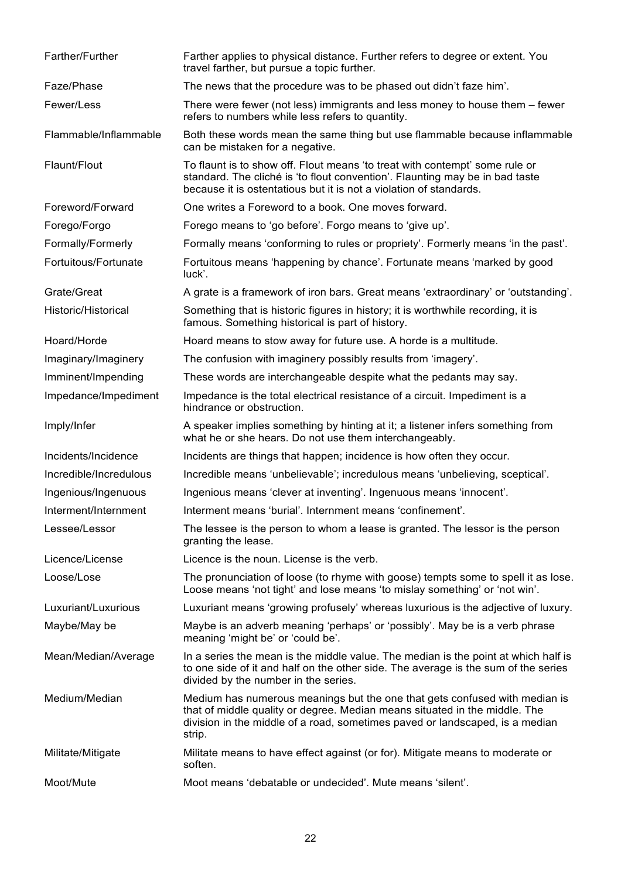| | |
|---|---|
| Farther/Further | Farther applies to physical distance. Further refers to degree or extent. You travel farther, but pursue a topic further. |
| Faze/Phase | The news that the procedure was to be phased out didn't faze him'. |
| Fewer/Less | There were fewer (not less) immigrants and less money to house them – fewer refers to numbers while less refers to quantity. |
| Flammable/Inflammable | Both these words mean the same thing but use flammable because inflammable can be mistaken for a negative. |
| Flaunt/Flout | To flaunt is to show off. Flout means 'to treat with contempt' some rule or standard. The cliché is 'to flout convention'. Flaunting may be in bad taste because it is ostentatious but it is not a violation of standards. |
| Foreword/Forward | One writes a Foreword to a book. One moves forward. |
| Forego/Forgo | Forego means to 'go before'. Forgo means to 'give up'. |
| Formally/Formerly | Formally means 'conforming to rules or propriety'. Formerly means 'in the past'. |
| Fortuitous/Fortunate | Fortuitous means 'happening by chance'. Fortunate means 'marked by good luck'. |
| Grate/Great | A grate is a framework of iron bars. Great means 'extraordinary' or 'outstanding'. |
| Historic/Historical | Something that is historic figures in history; it is worthwhile recording, it is famous. Something historical is part of history. |
| Hoard/Horde | Hoard means to stow away for future use. A horde is a multitude. |
| Imaginary/Imaginery | The confusion with imaginery possibly results from 'imagery'. |
| Imminent/Impending | These words are interchangeable despite what the pedants may say. |
| Impedance/Impediment | Impedance is the total electrical resistance of a circuit. Impediment is a hindrance or obstruction. |
| Imply/Infer | A speaker implies something by hinting at it; a listener infers something from what he or she hears. Do not use them interchangeably. |
| Incidents/Incidence | Incidents are things that happen; incidence is how often they occur. |
| Incredible/Incredulous | Incredible means 'unbelievable'; incredulous means 'unbelieving, sceptical'. |
| Ingenious/Ingenuous | Ingenious means 'clever at inventing'. Ingenuous means 'innocent'. |
| Interment/Internment | Interment means 'burial'. Internment means 'confinement'. |
| Lessee/Lessor | The lessee is the person to whom a lease is granted. The lessor is the person granting the lease. |
| Licence/License | Licence is the noun. License is the verb. |
| Loose/Lose | The pronunciation of loose (to rhyme with goose) tempts some to spell it as lose. Loose means 'not tight' and lose means 'to mislay something' or 'not win'. |
| Luxuriant/Luxurious | Luxuriant means 'growing profusely' whereas luxurious is the adjective of luxury. |
| Maybe/May be | Maybe is an adverb meaning 'perhaps' or 'possibly'. May be is a verb phrase meaning 'might be' or 'could be'. |
| Mean/Median/Average | In a series the mean is the middle value. The median is the point at which half is to one side of it and half on the other side. The average is the sum of the series divided by the number in the series. |
| Medium/Median | Medium has numerous meanings but the one that gets confused with median is that of middle quality or degree. Median means situated in the middle. The division in the middle of a road, sometimes paved or landscaped, is a median strip. |
| Militate/Mitigate | Militate means to have effect against (or for). Mitigate means to moderate or soften. |
| Moot/Mute | Moot means 'debatable or undecided'. Mute means 'silent'. |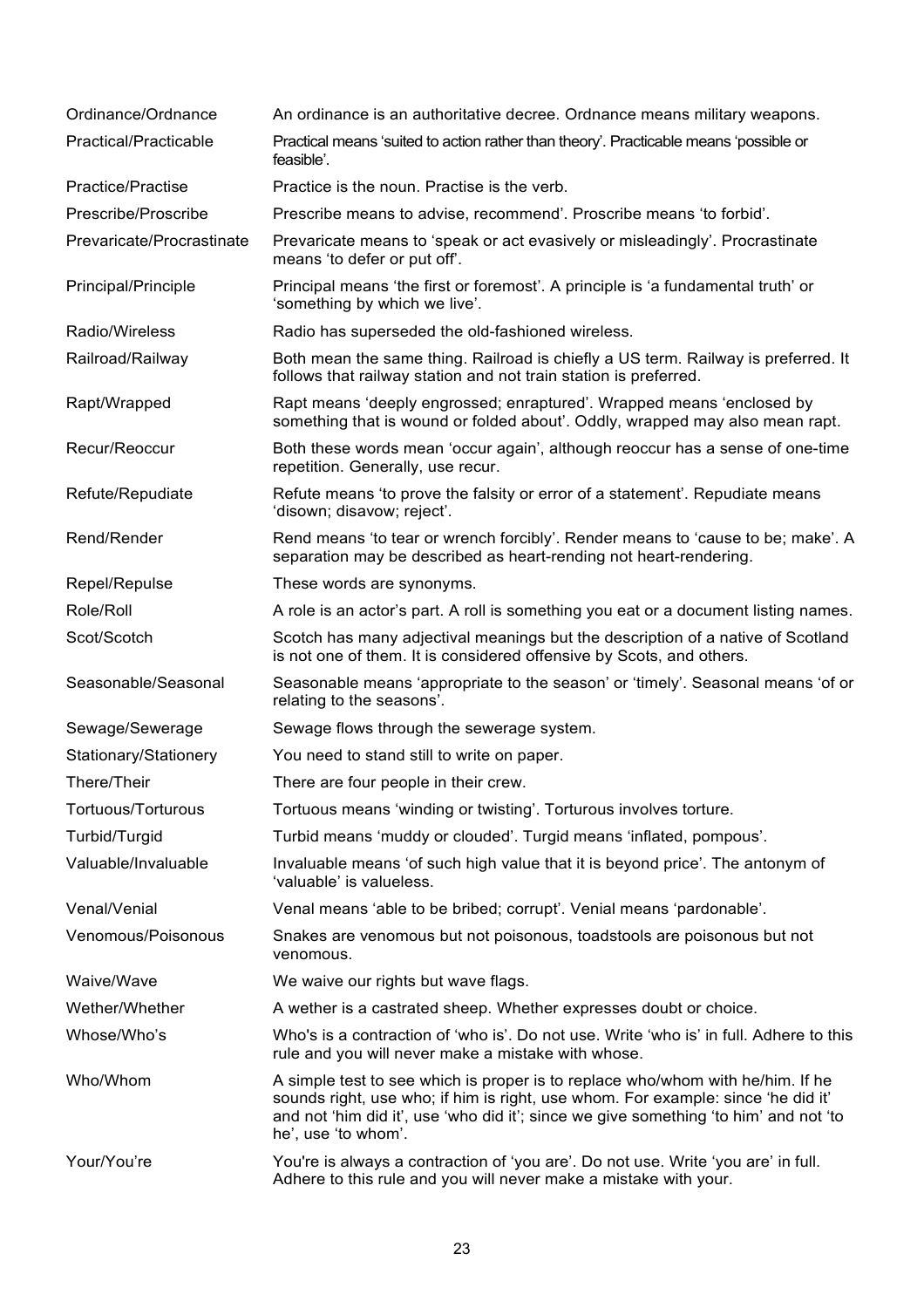| | |
|---|---|
| Ordinance/Ordnance | An ordinance is an authoritative decree. Ordnance means military weapons. |
| Practical/Practicable | Practical means 'suited to action rather than theory'. Practicable means 'possible or feasible'. |
| Practice/Practise | Practice is the noun. Practise is the verb. |
| Prescribe/Proscribe | Prescribe means to advise, recommend'. Proscribe means 'to forbid'. |
| Prevaricate/Procrastinate | Prevaricate means to 'speak or act evasively or misleadingly'. Procrastinate means 'to defer or put off'. |
| Principal/Principle | Principal means 'the first or foremost'. A principle is 'a fundamental truth' or 'something by which we live'. |
| Radio/Wireless | Radio has superseded the old-fashioned wireless. |
| Railroad/Railway | Both mean the same thing. Railroad is chiefly a US term. Railway is preferred. It follows that railway station and not train station is preferred. |
| Rapt/Wrapped | Rapt means 'deeply engrossed; enraptured'. Wrapped means 'enclosed by something that is wound or folded about'. Oddly, wrapped may also mean rapt. |
| Recur/Reoccur | Both these words mean 'occur again', although reoccur has a sense of one-time repetition. Generally, use recur. |
| Refute/Repudiate | Refute means 'to prove the falsity or error of a statement'. Repudiate means 'disown; disavow; reject'. |
| Rend/Render | Rend means 'to tear or wrench forcibly'. Render means to 'cause to be; make'. A separation may be described as heart-rending not heart-rendering. |
| Repel/Repulse | These words are synonyms. |
| Role/Roll | A role is an actor's part. A roll is something you eat or a document listing names. |
| Scot/Scotch | Scotch has many adjectival meanings but the description of a native of Scotland is not one of them. It is considered offensive by Scots, and others. |
| Seasonable/Seasonal | Seasonable means 'appropriate to the season' or 'timely'. Seasonal means 'of or relating to the seasons'. |
| Sewage/Sewerage | Sewage flows through the sewerage system. |
| Stationary/Stationery | You need to stand still to write on paper. |
| There/Their | There are four people in their crew. |
| Tortuous/Torturous | Tortuous means 'winding or twisting'. Torturous involves torture. |
| Turbid/Turgid | Turbid means 'muddy or clouded'. Turgid means 'inflated, pompous'. |
| Valuable/Invaluable | Invaluable means 'of such high value that it is beyond price'. The antonym of 'valuable' is valueless. |
| Venal/Venial | Venal means 'able to be bribed; corrupt'. Venial means 'pardonable'. |
| Venomous/Poisonous | Snakes are venomous but not poisonous, toadstools are poisonous but not venomous. |
| Waive/Wave | We waive our rights but wave flags. |
| Wether/Whether | A wether is a castrated sheep. Whether expresses doubt or choice. |
| Whose/Who's | Who's is a contraction of 'who is'. Do not use. Write 'who is' in full. Adhere to this rule and you will never make a mistake with whose. |
| Who/Whom | A simple test to see which is proper is to replace who/whom with he/him. If he sounds right, use who; if him is right, use whom. For example: since 'he did it' and not 'him did it', use 'who did it'; since we give something 'to him' and not 'to he', use 'to whom'. |
| Your/You're | You're is always a contraction of 'you are'. Do not use. Write 'you are' in full. Adhere to this rule and you will never make a mistake with your. |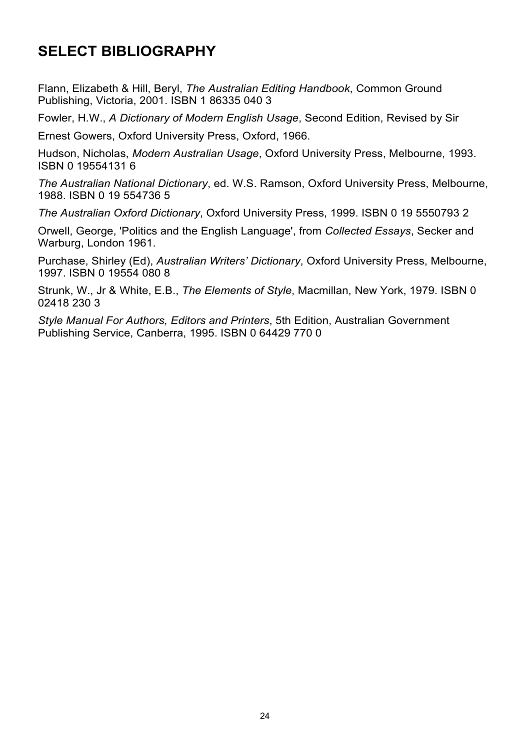## SELECT BIBLIOGRAPHY

Flann, Elizabeth & Hill, Beryl, *The Australian Editing Handbook*, Common Ground Publishing, Victoria, 2001. ISBN 1 86335 040 3

Fowler, H.W., *A Dictionary of Modern English Usage*, Second Edition, Revised by Sir

Ernest Gowers, Oxford University Press, Oxford, 1966.

Hudson, Nicholas, *Modern Australian Usage*, Oxford University Press, Melbourne, 1993. ISBN 0 19554131 6

*The Australian National Dictionary*, ed. W.S. Ramson, Oxford University Press, Melbourne, 1988. ISBN 0 19 554736 5

*The Australian Oxford Dictionary*, Oxford University Press, 1999. ISBN 0 19 5550793 2

Orwell, George, 'Politics and the English Language', from *Collected Essays*, Secker and Warburg, London 1961.

Purchase, Shirley (Ed), *Australian Writers' Dictionary*, Oxford University Press, Melbourne, 1997. ISBN 0 19554 080 8

Strunk, W., Jr & White, E.B., *The Elements of Style*, Macmillan, New York, 1979. ISBN 0 02418 230 3

*Style Manual For Authors, Editors and Printers*, 5th Edition, Australian Government Publishing Service, Canberra, 1995. ISBN 0 64429 770 0